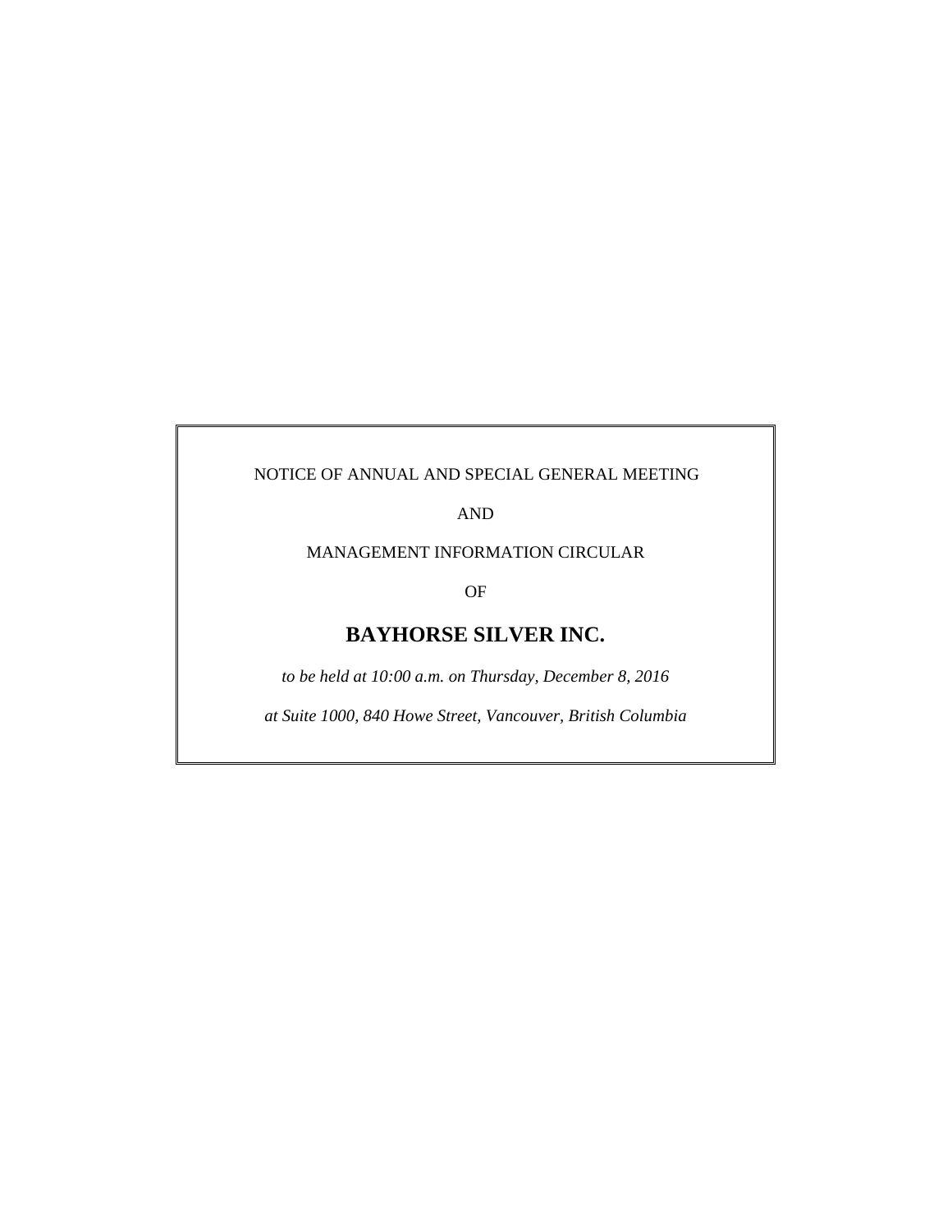NOTICE OF ANNUAL AND SPECIAL GENERAL MEETING

AND

MANAGEMENT INFORMATION CIRCULAR

OF

# BAYHORSE SILVER INC.

*to be held at 10:00 a.m. on Thursday, December 8, 2016*

*at Suite 1000, 840 Howe Street, Vancouver, British Columbia*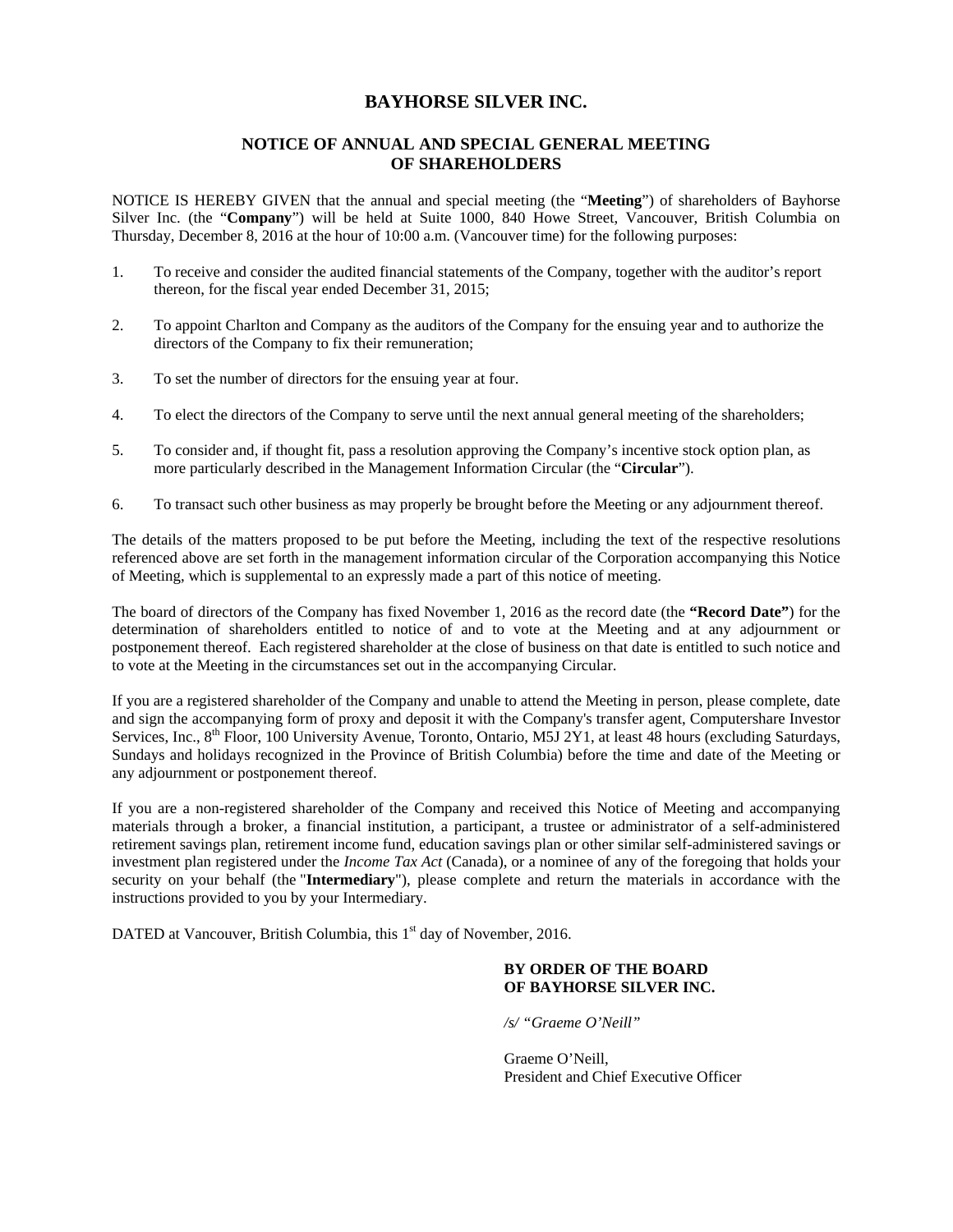# BAYHORSE SILVER INC.

## NOTICE OF ANNUAL AND SPECIAL GENERAL MEETING OF SHAREHOLDERS

NOTICE IS HEREBY GIVEN that the annual and special meeting (the "**Meeting**") of shareholders of Bayhorse Silver Inc. (the "**Company**") will be held at Suite 1000, 840 Howe Street, Vancouver, British Columbia on Thursday, December 8, 2016 at the hour of 10:00 a.m. (Vancouver time) for the following purposes:

1. To receive and consider the audited financial statements of the Company, together with the auditor's report thereon, for the fiscal year ended December 31, 2015;
2. To appoint Charlton and Company as the auditors of the Company for the ensuing year and to authorize the directors of the Company to fix their remuneration;
3. To set the number of directors for the ensuing year at four.
4. To elect the directors of the Company to serve until the next annual general meeting of the shareholders;
5. To consider and, if thought fit, pass a resolution approving the Company's incentive stock option plan, as more particularly described in the Management Information Circular (the "**Circular**").
6. To transact such other business as may properly be brought before the Meeting or any adjournment thereof.

The details of the matters proposed to be put before the Meeting, including the text of the respective resolutions referenced above are set forth in the management information circular of the Corporation accompanying this Notice of Meeting, which is supplemental to an expressly made a part of this notice of meeting.

The board of directors of the Company has fixed November 1, 2016 as the record date (the **"Record Date"**) for the determination of shareholders entitled to notice of and to vote at the Meeting and at any adjournment or postponement thereof. Each registered shareholder at the close of business on that date is entitled to such notice and to vote at the Meeting in the circumstances set out in the accompanying Circular.

If you are a registered shareholder of the Company and unable to attend the Meeting in person, please complete, date and sign the accompanying form of proxy and deposit it with the Company's transfer agent, Computershare Investor Services, Inc., 8th Floor, 100 University Avenue, Toronto, Ontario, M5J 2Y1, at least 48 hours (excluding Saturdays, Sundays and holidays recognized in the Province of British Columbia) before the time and date of the Meeting or any adjournment or postponement thereof.

If you are a non-registered shareholder of the Company and received this Notice of Meeting and accompanying materials through a broker, a financial institution, a participant, a trustee or administrator of a self-administered retirement savings plan, retirement income fund, education savings plan or other similar self-administered savings or investment plan registered under the *Income Tax Act* (Canada), or a nominee of any of the foregoing that holds your security on your behalf (the "**Intermediary**"), please complete and return the materials in accordance with the instructions provided to you by your Intermediary.

DATED at Vancouver, British Columbia, this 1st day of November, 2016.

**BY ORDER OF THE BOARD OF BAYHORSE SILVER INC.**

*/s/ "Graeme O'Neill"*

Graeme O'Neill,
President and Chief Executive Officer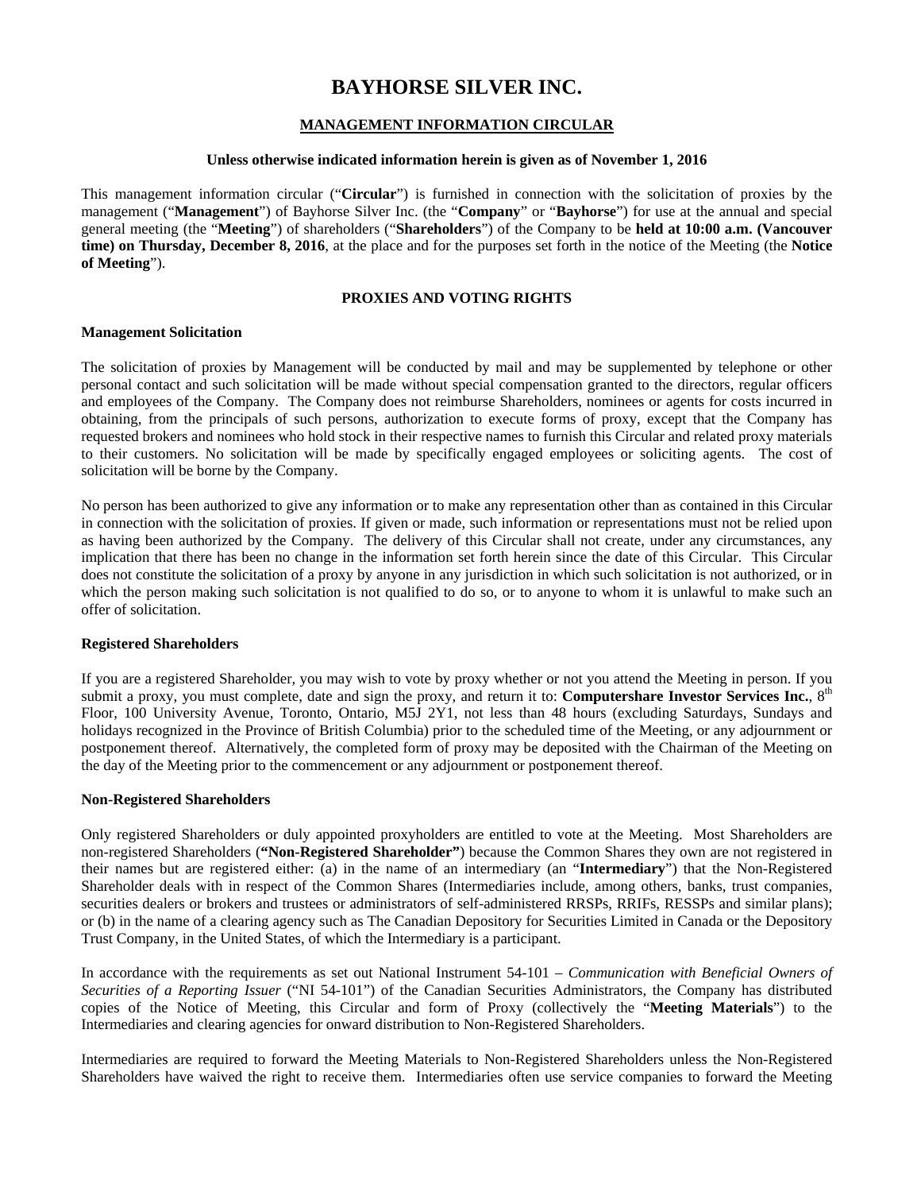# BAYHORSE SILVER INC.

## MANAGEMENT INFORMATION CIRCULAR

**Unless otherwise indicated information herein is given as of November 1, 2016**

This management information circular ("**Circular**") is furnished in connection with the solicitation of proxies by the management ("**Management**") of Bayhorse Silver Inc. (the "**Company**" or "**Bayhorse**") for use at the annual and special general meeting (the "**Meeting**") of shareholders ("**Shareholders**") of the Company to be **held at 10:00 a.m. (Vancouver time) on Thursday, December 8, 2016**, at the place and for the purposes set forth in the notice of the Meeting (the **Notice of Meeting**").

## PROXIES AND VOTING RIGHTS

### Management Solicitation

The solicitation of proxies by Management will be conducted by mail and may be supplemented by telephone or other personal contact and such solicitation will be made without special compensation granted to the directors, regular officers and employees of the Company. The Company does not reimburse Shareholders, nominees or agents for costs incurred in obtaining, from the principals of such persons, authorization to execute forms of proxy, except that the Company has requested brokers and nominees who hold stock in their respective names to furnish this Circular and related proxy materials to their customers. No solicitation will be made by specifically engaged employees or soliciting agents. The cost of solicitation will be borne by the Company.

No person has been authorized to give any information or to make any representation other than as contained in this Circular in connection with the solicitation of proxies. If given or made, such information or representations must not be relied upon as having been authorized by the Company. The delivery of this Circular shall not create, under any circumstances, any implication that there has been no change in the information set forth herein since the date of this Circular. This Circular does not constitute the solicitation of a proxy by anyone in any jurisdiction in which such solicitation is not authorized, or in which the person making such solicitation is not qualified to do so, or to anyone to whom it is unlawful to make such an offer of solicitation.

### Registered Shareholders

If you are a registered Shareholder, you may wish to vote by proxy whether or not you attend the Meeting in person. If you submit a proxy, you must complete, date and sign the proxy, and return it to: **Computershare Investor Services Inc.**, 8th Floor, 100 University Avenue, Toronto, Ontario, M5J 2Y1, not less than 48 hours (excluding Saturdays, Sundays and holidays recognized in the Province of British Columbia) prior to the scheduled time of the Meeting, or any adjournment or postponement thereof. Alternatively, the completed form of proxy may be deposited with the Chairman of the Meeting on the day of the Meeting prior to the commencement or any adjournment or postponement thereof.

### Non-Registered Shareholders

Only registered Shareholders or duly appointed proxyholders are entitled to vote at the Meeting. Most Shareholders are non-registered Shareholders (**"Non-Registered Shareholder"**) because the Common Shares they own are not registered in their names but are registered either: (a) in the name of an intermediary (an "**Intermediary**") that the Non-Registered Shareholder deals with in respect of the Common Shares (Intermediaries include, among others, banks, trust companies, securities dealers or brokers and trustees or administrators of self-administered RRSPs, RRIFs, RESSPs and similar plans); or (b) in the name of a clearing agency such as The Canadian Depository for Securities Limited in Canada or the Depository Trust Company, in the United States, of which the Intermediary is a participant.

In accordance with the requirements as set out National Instrument 54-101 – *Communication with Beneficial Owners of Securities of a Reporting Issuer* ("NI 54-101") of the Canadian Securities Administrators, the Company has distributed copies of the Notice of Meeting, this Circular and form of Proxy (collectively the "**Meeting Materials**") to the Intermediaries and clearing agencies for onward distribution to Non-Registered Shareholders.

Intermediaries are required to forward the Meeting Materials to Non-Registered Shareholders unless the Non-Registered Shareholders have waived the right to receive them. Intermediaries often use service companies to forward the Meeting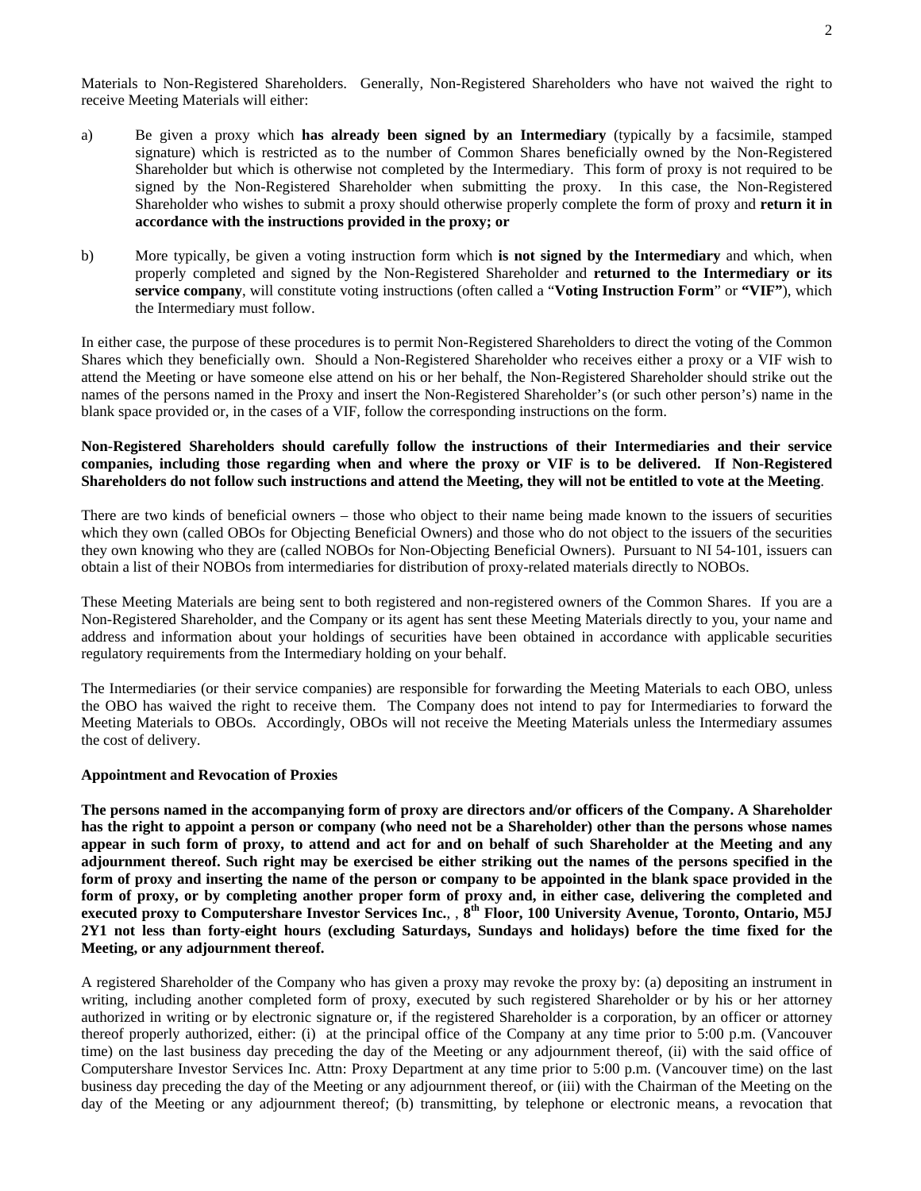Materials to Non-Registered Shareholders. Generally, Non-Registered Shareholders who have not waived the right to receive Meeting Materials will either:

a) Be given a proxy which **has already been signed by an Intermediary** (typically by a facsimile, stamped signature) which is restricted as to the number of Common Shares beneficially owned by the Non-Registered Shareholder but which is otherwise not completed by the Intermediary. This form of proxy is not required to be signed by the Non-Registered Shareholder when submitting the proxy. In this case, the Non-Registered Shareholder who wishes to submit a proxy should otherwise properly complete the form of proxy and **return it in accordance with the instructions provided in the proxy; or**

b) More typically, be given a voting instruction form which **is not signed by the Intermediary** and which, when properly completed and signed by the Non-Registered Shareholder and **returned to the Intermediary or its service company**, will constitute voting instructions (often called a "**Voting Instruction Form**" or **"VIF"**), which the Intermediary must follow.

In either case, the purpose of these procedures is to permit Non-Registered Shareholders to direct the voting of the Common Shares which they beneficially own. Should a Non-Registered Shareholder who receives either a proxy or a VIF wish to attend the Meeting or have someone else attend on his or her behalf, the Non-Registered Shareholder should strike out the names of the persons named in the Proxy and insert the Non-Registered Shareholder's (or such other person's) name in the blank space provided or, in the cases of a VIF, follow the corresponding instructions on the form.

**Non-Registered Shareholders should carefully follow the instructions of their Intermediaries and their service companies, including those regarding when and where the proxy or VIF is to be delivered. If Non-Registered Shareholders do not follow such instructions and attend the Meeting, they will not be entitled to vote at the Meeting**.

There are two kinds of beneficial owners – those who object to their name being made known to the issuers of securities which they own (called OBOs for Objecting Beneficial Owners) and those who do not object to the issuers of the securities they own knowing who they are (called NOBOs for Non-Objecting Beneficial Owners). Pursuant to NI 54-101, issuers can obtain a list of their NOBOs from intermediaries for distribution of proxy-related materials directly to NOBOs.

These Meeting Materials are being sent to both registered and non-registered owners of the Common Shares. If you are a Non-Registered Shareholder, and the Company or its agent has sent these Meeting Materials directly to you, your name and address and information about your holdings of securities have been obtained in accordance with applicable securities regulatory requirements from the Intermediary holding on your behalf.

The Intermediaries (or their service companies) are responsible for forwarding the Meeting Materials to each OBO, unless the OBO has waived the right to receive them. The Company does not intend to pay for Intermediaries to forward the Meeting Materials to OBOs. Accordingly, OBOs will not receive the Meeting Materials unless the Intermediary assumes the cost of delivery.

**Appointment and Revocation of Proxies**

**The persons named in the accompanying form of proxy are directors and/or officers of the Company. A Shareholder has the right to appoint a person or company (who need not be a Shareholder) other than the persons whose names appear in such form of proxy, to attend and act for and on behalf of such Shareholder at the Meeting and any adjournment thereof. Such right may be exercised be either striking out the names of the persons specified in the form of proxy and inserting the name of the person or company to be appointed in the blank space provided in the form of proxy, or by completing another proper form of proxy and, in either case, delivering the completed and executed proxy to Computershare Investor Services Inc., , 8th Floor, 100 University Avenue, Toronto, Ontario, M5J 2Y1 not less than forty-eight hours (excluding Saturdays, Sundays and holidays) before the time fixed for the Meeting, or any adjournment thereof.**

A registered Shareholder of the Company who has given a proxy may revoke the proxy by: (a) depositing an instrument in writing, including another completed form of proxy, executed by such registered Shareholder or by his or her attorney authorized in writing or by electronic signature or, if the registered Shareholder is a corporation, by an officer or attorney thereof properly authorized, either: (i) at the principal office of the Company at any time prior to 5:00 p.m. (Vancouver time) on the last business day preceding the day of the Meeting or any adjournment thereof, (ii) with the said office of Computershare Investor Services Inc. Attn: Proxy Department at any time prior to 5:00 p.m. (Vancouver time) on the last business day preceding the day of the Meeting or any adjournment thereof, or (iii) with the Chairman of the Meeting on the day of the Meeting or any adjournment thereof; (b) transmitting, by telephone or electronic means, a revocation that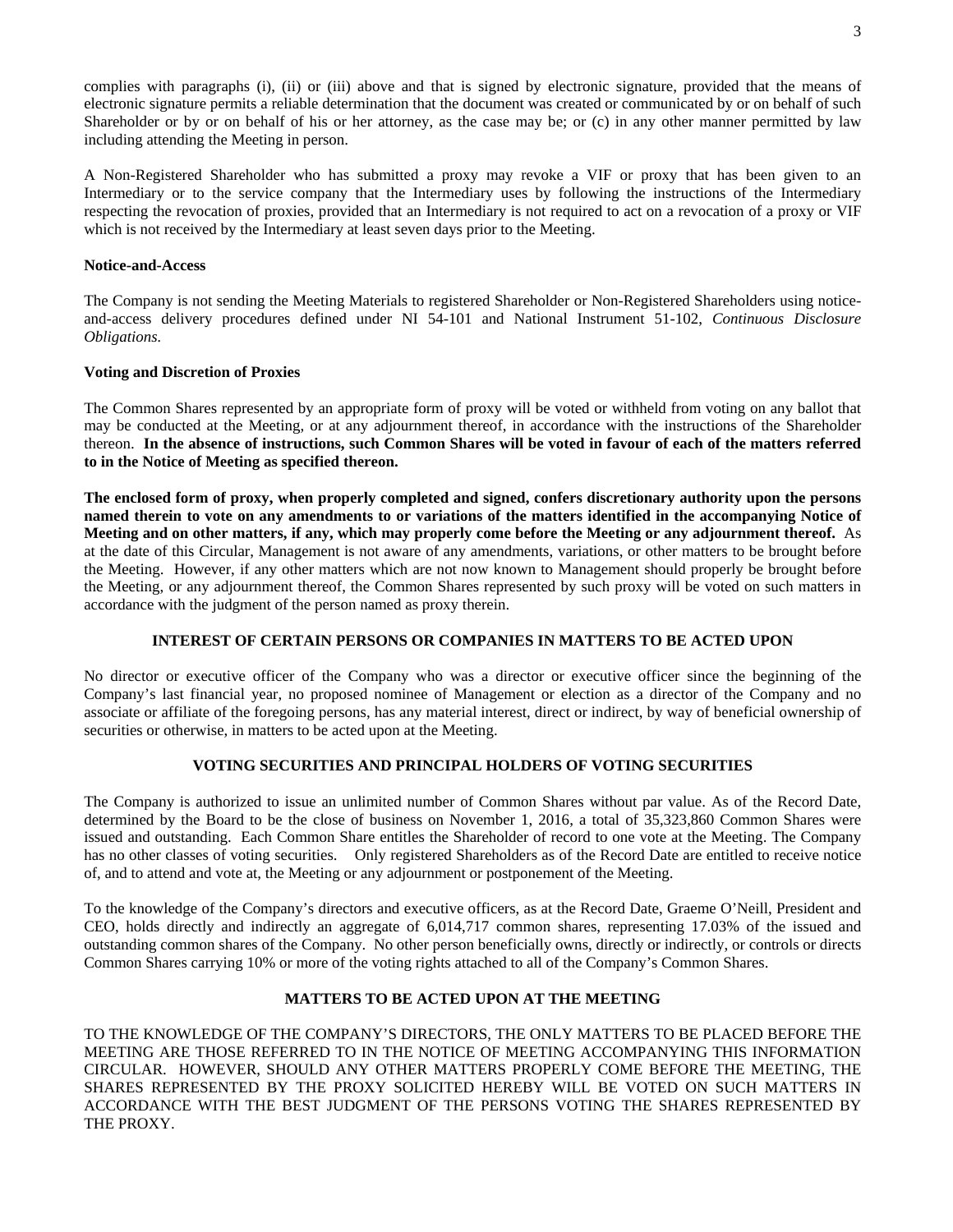complies with paragraphs (i), (ii) or (iii) above and that is signed by electronic signature, provided that the means of electronic signature permits a reliable determination that the document was created or communicated by or on behalf of such Shareholder or by or on behalf of his or her attorney, as the case may be; or (c) in any other manner permitted by law including attending the Meeting in person.

A Non-Registered Shareholder who has submitted a proxy may revoke a VIF or proxy that has been given to an Intermediary or to the service company that the Intermediary uses by following the instructions of the Intermediary respecting the revocation of proxies, provided that an Intermediary is not required to act on a revocation of a proxy or VIF which is not received by the Intermediary at least seven days prior to the Meeting.

**Notice-and-Access**

The Company is not sending the Meeting Materials to registered Shareholder or Non-Registered Shareholders using notice-and-access delivery procedures defined under NI 54-101 and National Instrument 51-102, *Continuous Disclosure Obligations*.

**Voting and Discretion of Proxies**

The Common Shares represented by an appropriate form of proxy will be voted or withheld from voting on any ballot that may be conducted at the Meeting, or at any adjournment thereof, in accordance with the instructions of the Shareholder thereon. **In the absence of instructions, such Common Shares will be voted in favour of each of the matters referred to in the Notice of Meeting as specified thereon.**

**The enclosed form of proxy, when properly completed and signed, confers discretionary authority upon the persons named therein to vote on any amendments to or variations of the matters identified in the accompanying Notice of Meeting and on other matters, if any, which may properly come before the Meeting or any adjournment thereof.** As at the date of this Circular, Management is not aware of any amendments, variations, or other matters to be brought before the Meeting. However, if any other matters which are not now known to Management should properly be brought before the Meeting, or any adjournment thereof, the Common Shares represented by such proxy will be voted on such matters in accordance with the judgment of the person named as proxy therein.

## INTEREST OF CERTAIN PERSONS OR COMPANIES IN MATTERS TO BE ACTED UPON

No director or executive officer of the Company who was a director or executive officer since the beginning of the Company's last financial year, no proposed nominee of Management or election as a director of the Company and no associate or affiliate of the foregoing persons, has any material interest, direct or indirect, by way of beneficial ownership of securities or otherwise, in matters to be acted upon at the Meeting.

## VOTING SECURITIES AND PRINCIPAL HOLDERS OF VOTING SECURITIES

The Company is authorized to issue an unlimited number of Common Shares without par value. As of the Record Date, determined by the Board to be the close of business on November 1, 2016, a total of 35,323,860 Common Shares were issued and outstanding. Each Common Share entitles the Shareholder of record to one vote at the Meeting. The Company has no other classes of voting securities. Only registered Shareholders as of the Record Date are entitled to receive notice of, and to attend and vote at, the Meeting or any adjournment or postponement of the Meeting.

To the knowledge of the Company's directors and executive officers, as at the Record Date, Graeme O'Neill, President and CEO, holds directly and indirectly an aggregate of 6,014,717 common shares, representing 17.03% of the issued and outstanding common shares of the Company. No other person beneficially owns, directly or indirectly, or controls or directs Common Shares carrying 10% or more of the voting rights attached to all of the Company's Common Shares.

## MATTERS TO BE ACTED UPON AT THE MEETING

TO THE KNOWLEDGE OF THE COMPANY'S DIRECTORS, THE ONLY MATTERS TO BE PLACED BEFORE THE MEETING ARE THOSE REFERRED TO IN THE NOTICE OF MEETING ACCOMPANYING THIS INFORMATION CIRCULAR. HOWEVER, SHOULD ANY OTHER MATTERS PROPERLY COME BEFORE THE MEETING, THE SHARES REPRESENTED BY THE PROXY SOLICITED HEREBY WILL BE VOTED ON SUCH MATTERS IN ACCORDANCE WITH THE BEST JUDGMENT OF THE PERSONS VOTING THE SHARES REPRESENTED BY THE PROXY.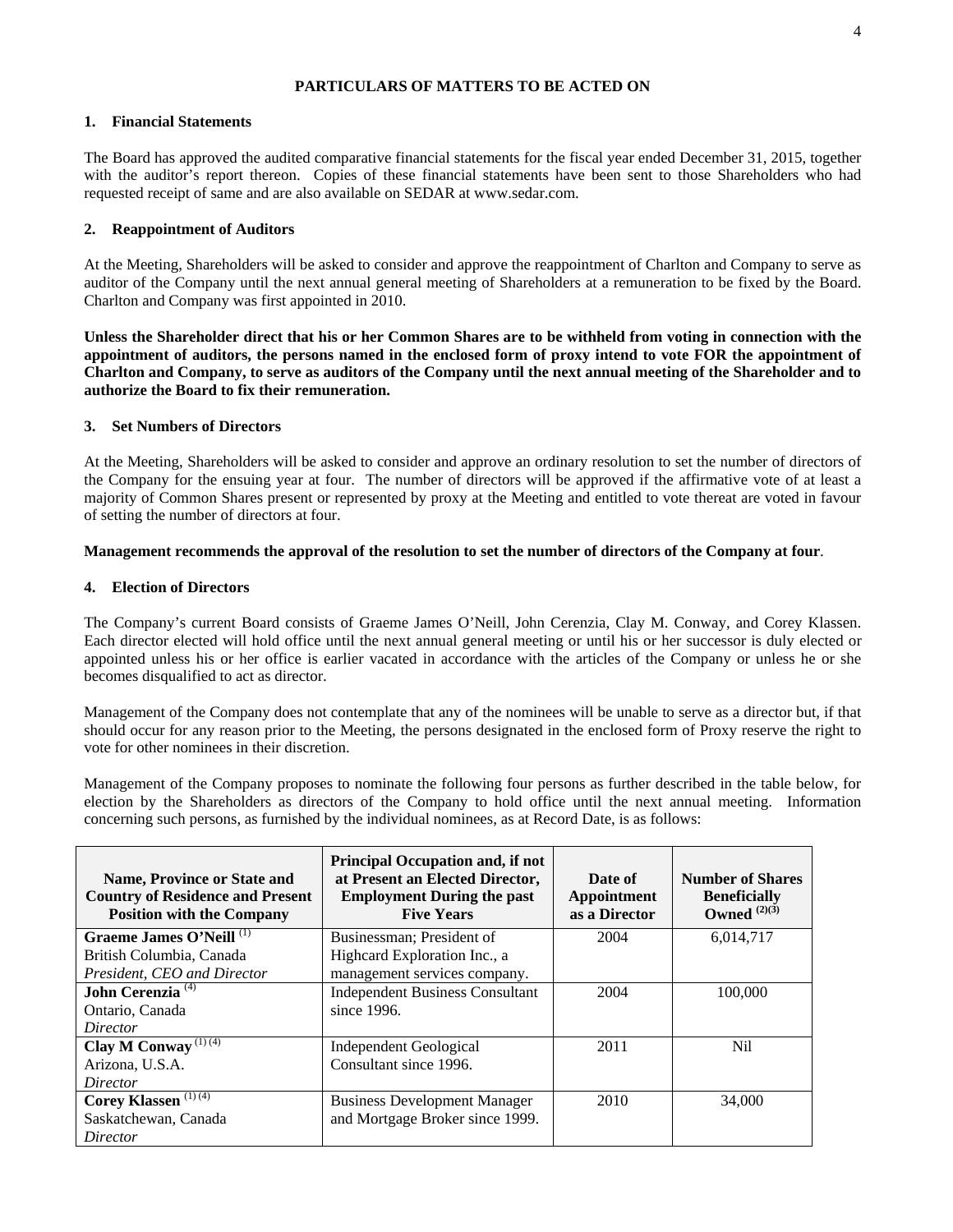## PARTICULARS OF MATTERS TO BE ACTED ON

### 1. Financial Statements

The Board has approved the audited comparative financial statements for the fiscal year ended December 31, 2015, together with the auditor's report thereon. Copies of these financial statements have been sent to those Shareholders who had requested receipt of same and are also available on SEDAR at www.sedar.com.

### 2. Reappointment of Auditors

At the Meeting, Shareholders will be asked to consider and approve the reappointment of Charlton and Company to serve as auditor of the Company until the next annual general meeting of Shareholders at a remuneration to be fixed by the Board. Charlton and Company was first appointed in 2010.

**Unless the Shareholder direct that his or her Common Shares are to be withheld from voting in connection with the appointment of auditors, the persons named in the enclosed form of proxy intend to vote FOR the appointment of Charlton and Company, to serve as auditors of the Company until the next annual meeting of the Shareholder and to authorize the Board to fix their remuneration.**

### 3. Set Numbers of Directors

At the Meeting, Shareholders will be asked to consider and approve an ordinary resolution to set the number of directors of the Company for the ensuing year at four. The number of directors will be approved if the affirmative vote of at least a majority of Common Shares present or represented by proxy at the Meeting and entitled to vote thereat are voted in favour of setting the number of directors at four.

**Management recommends the approval of the resolution to set the number of directors of the Company at four**.

### 4. Election of Directors

The Company's current Board consists of Graeme James O'Neill, John Cerenzia, Clay M. Conway, and Corey Klassen. Each director elected will hold office until the next annual general meeting or until his or her successor is duly elected or appointed unless his or her office is earlier vacated in accordance with the articles of the Company or unless he or she becomes disqualified to act as director.

Management of the Company does not contemplate that any of the nominees will be unable to serve as a director but, if that should occur for any reason prior to the Meeting, the persons designated in the enclosed form of Proxy reserve the right to vote for other nominees in their discretion.

Management of the Company proposes to nominate the following four persons as further described in the table below, for election by the Shareholders as directors of the Company to hold office until the next annual meeting. Information concerning such persons, as furnished by the individual nominees, as at Record Date, is as follows:

| Name, Province or State and Country of Residence and Present Position with the Company | Principal Occupation and, if not at Present an Elected Director, Employment During the past Five Years | Date of Appointment as a Director | Number of Shares Beneficially Owned (2)(3) |
|---|---|---|---|
| **Graeme James O'Neill** (1)<br>British Columbia, Canada<br>*President, CEO and Director* | Businessman; President of Highcard Exploration Inc., a management services company. | 2004 | 6,014,717 |
| **John Cerenzia** (4)<br>Ontario, Canada<br>*Director* | Independent Business Consultant since 1996. | 2004 | 100,000 |
| **Clay M Conway** (1) (4)<br>Arizona, U.S.A.<br>*Director* | Independent Geological Consultant since 1996. | 2011 | Nil |
| **Corey Klassen** (1) (4)<br>Saskatchewan, Canada<br>*Director* | Business Development Manager and Mortgage Broker since 1999. | 2010 | 34,000 |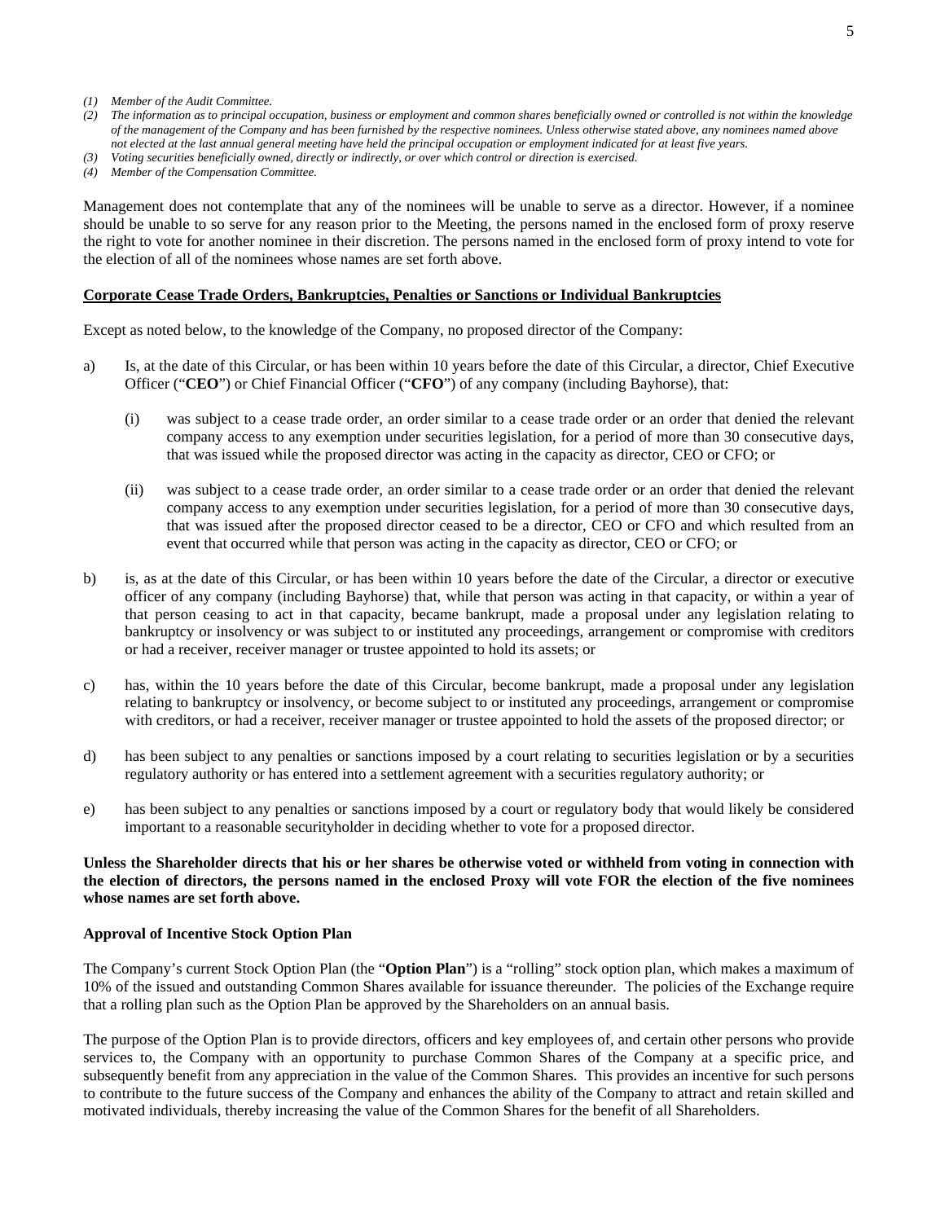*(1) Member of the Audit Committee.*
*(2) The information as to principal occupation, business or employment and common shares beneficially owned or controlled is not within the knowledge of the management of the Company and has been furnished by the respective nominees. Unless otherwise stated above, any nominees named above not elected at the last annual general meeting have held the principal occupation or employment indicated for at least five years.*
*(3) Voting securities beneficially owned, directly or indirectly, or over which control or direction is exercised.*
*(4) Member of the Compensation Committee.*

Management does not contemplate that any of the nominees will be unable to serve as a director. However, if a nominee should be unable to so serve for any reason prior to the Meeting, the persons named in the enclosed form of proxy reserve the right to vote for another nominee in their discretion. The persons named in the enclosed form of proxy intend to vote for the election of all of the nominees whose names are set forth above.

**Corporate Cease Trade Orders, Bankruptcies, Penalties or Sanctions or Individual Bankruptcies**

Except as noted below, to the knowledge of the Company, no proposed director of the Company:

a) Is, at the date of this Circular, or has been within 10 years before the date of this Circular, a director, Chief Executive Officer ("**CEO**") or Chief Financial Officer ("**CFO**") of any company (including Bayhorse), that:

   (i) was subject to a cease trade order, an order similar to a cease trade order or an order that denied the relevant company access to any exemption under securities legislation, for a period of more than 30 consecutive days, that was issued while the proposed director was acting in the capacity as director, CEO or CFO; or

   (ii) was subject to a cease trade order, an order similar to a cease trade order or an order that denied the relevant company access to any exemption under securities legislation, for a period of more than 30 consecutive days, that was issued after the proposed director ceased to be a director, CEO or CFO and which resulted from an event that occurred while that person was acting in the capacity as director, CEO or CFO; or

b) is, as at the date of this Circular, or has been within 10 years before the date of the Circular, a director or executive officer of any company (including Bayhorse) that, while that person was acting in that capacity, or within a year of that person ceasing to act in that capacity, became bankrupt, made a proposal under any legislation relating to bankruptcy or insolvency or was subject to or instituted any proceedings, arrangement or compromise with creditors or had a receiver, receiver manager or trustee appointed to hold its assets; or

c) has, within the 10 years before the date of this Circular, become bankrupt, made a proposal under any legislation relating to bankruptcy or insolvency, or become subject to or instituted any proceedings, arrangement or compromise with creditors, or had a receiver, receiver manager or trustee appointed to hold the assets of the proposed director; or

d) has been subject to any penalties or sanctions imposed by a court relating to securities legislation or by a securities regulatory authority or has entered into a settlement agreement with a securities regulatory authority; or

e) has been subject to any penalties or sanctions imposed by a court or regulatory body that would likely be considered important to a reasonable securityholder in deciding whether to vote for a proposed director.

**Unless the Shareholder directs that his or her shares be otherwise voted or withheld from voting in connection with the election of directors, the persons named in the enclosed Proxy will vote FOR the election of the five nominees whose names are set forth above.**

**Approval of Incentive Stock Option Plan**

The Company's current Stock Option Plan (the "**Option Plan**") is a "rolling" stock option plan, which makes a maximum of 10% of the issued and outstanding Common Shares available for issuance thereunder. The policies of the Exchange require that a rolling plan such as the Option Plan be approved by the Shareholders on an annual basis.

The purpose of the Option Plan is to provide directors, officers and key employees of, and certain other persons who provide services to, the Company with an opportunity to purchase Common Shares of the Company at a specific price, and subsequently benefit from any appreciation in the value of the Common Shares. This provides an incentive for such persons to contribute to the future success of the Company and enhances the ability of the Company to attract and retain skilled and motivated individuals, thereby increasing the value of the Common Shares for the benefit of all Shareholders.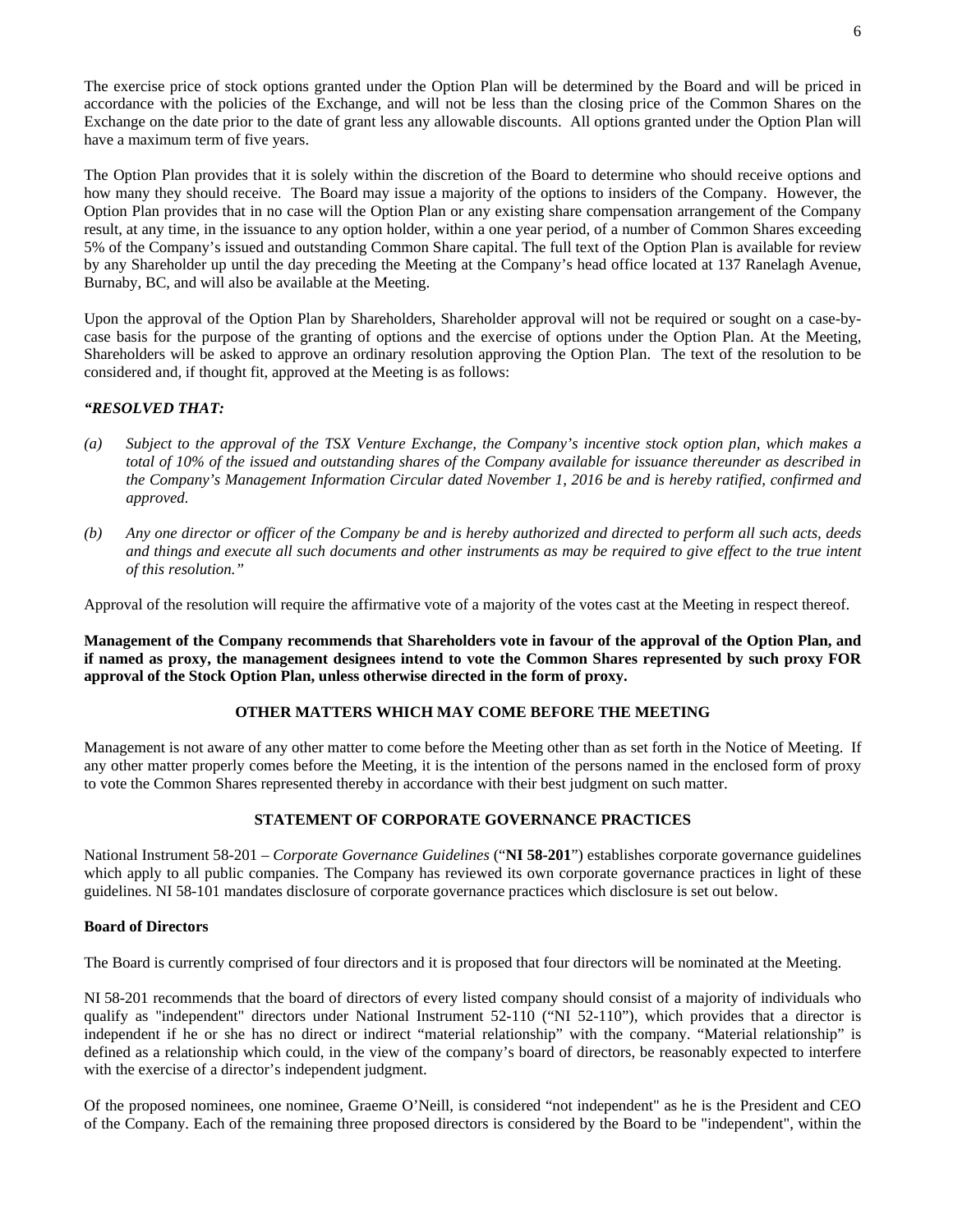The exercise price of stock options granted under the Option Plan will be determined by the Board and will be priced in accordance with the policies of the Exchange, and will not be less than the closing price of the Common Shares on the Exchange on the date prior to the date of grant less any allowable discounts. All options granted under the Option Plan will have a maximum term of five years.

The Option Plan provides that it is solely within the discretion of the Board to determine who should receive options and how many they should receive. The Board may issue a majority of the options to insiders of the Company. However, the Option Plan provides that in no case will the Option Plan or any existing share compensation arrangement of the Company result, at any time, in the issuance to any option holder, within a one year period, of a number of Common Shares exceeding 5% of the Company's issued and outstanding Common Share capital. The full text of the Option Plan is available for review by any Shareholder up until the day preceding the Meeting at the Company's head office located at 137 Ranelagh Avenue, Burnaby, BC, and will also be available at the Meeting.

Upon the approval of the Option Plan by Shareholders, Shareholder approval will not be required or sought on a case-by-case basis for the purpose of the granting of options and the exercise of options under the Option Plan. At the Meeting, Shareholders will be asked to approve an ordinary resolution approving the Option Plan. The text of the resolution to be considered and, if thought fit, approved at the Meeting is as follows:

***"RESOLVED THAT:***

*(a) Subject to the approval of the TSX Venture Exchange, the Company's incentive stock option plan, which makes a total of 10% of the issued and outstanding shares of the Company available for issuance thereunder as described in the Company's Management Information Circular dated November 1, 2016 be and is hereby ratified, confirmed and approved.*

*(b) Any one director or officer of the Company be and is hereby authorized and directed to perform all such acts, deeds and things and execute all such documents and other instruments as may be required to give effect to the true intent of this resolution."*

Approval of the resolution will require the affirmative vote of a majority of the votes cast at the Meeting in respect thereof.

**Management of the Company recommends that Shareholders vote in favour of the approval of the Option Plan, and if named as proxy, the management designees intend to vote the Common Shares represented by such proxy FOR approval of the Stock Option Plan, unless otherwise directed in the form of proxy.**

## OTHER MATTERS WHICH MAY COME BEFORE THE MEETING

Management is not aware of any other matter to come before the Meeting other than as set forth in the Notice of Meeting. If any other matter properly comes before the Meeting, it is the intention of the persons named in the enclosed form of proxy to vote the Common Shares represented thereby in accordance with their best judgment on such matter.

## STATEMENT OF CORPORATE GOVERNANCE PRACTICES

National Instrument 58-201 – *Corporate Governance Guidelines* ("**NI 58-201**") establishes corporate governance guidelines which apply to all public companies. The Company has reviewed its own corporate governance practices in light of these guidelines. NI 58-101 mandates disclosure of corporate governance practices which disclosure is set out below.

### Board of Directors

The Board is currently comprised of four directors and it is proposed that four directors will be nominated at the Meeting.

NI 58-201 recommends that the board of directors of every listed company should consist of a majority of individuals who qualify as "independent" directors under National Instrument 52-110 ("NI 52-110"), which provides that a director is independent if he or she has no direct or indirect "material relationship" with the company. "Material relationship" is defined as a relationship which could, in the view of the company's board of directors, be reasonably expected to interfere with the exercise of a director's independent judgment.

Of the proposed nominees, one nominee, Graeme O'Neill, is considered "not independent" as he is the President and CEO of the Company. Each of the remaining three proposed directors is considered by the Board to be "independent", within the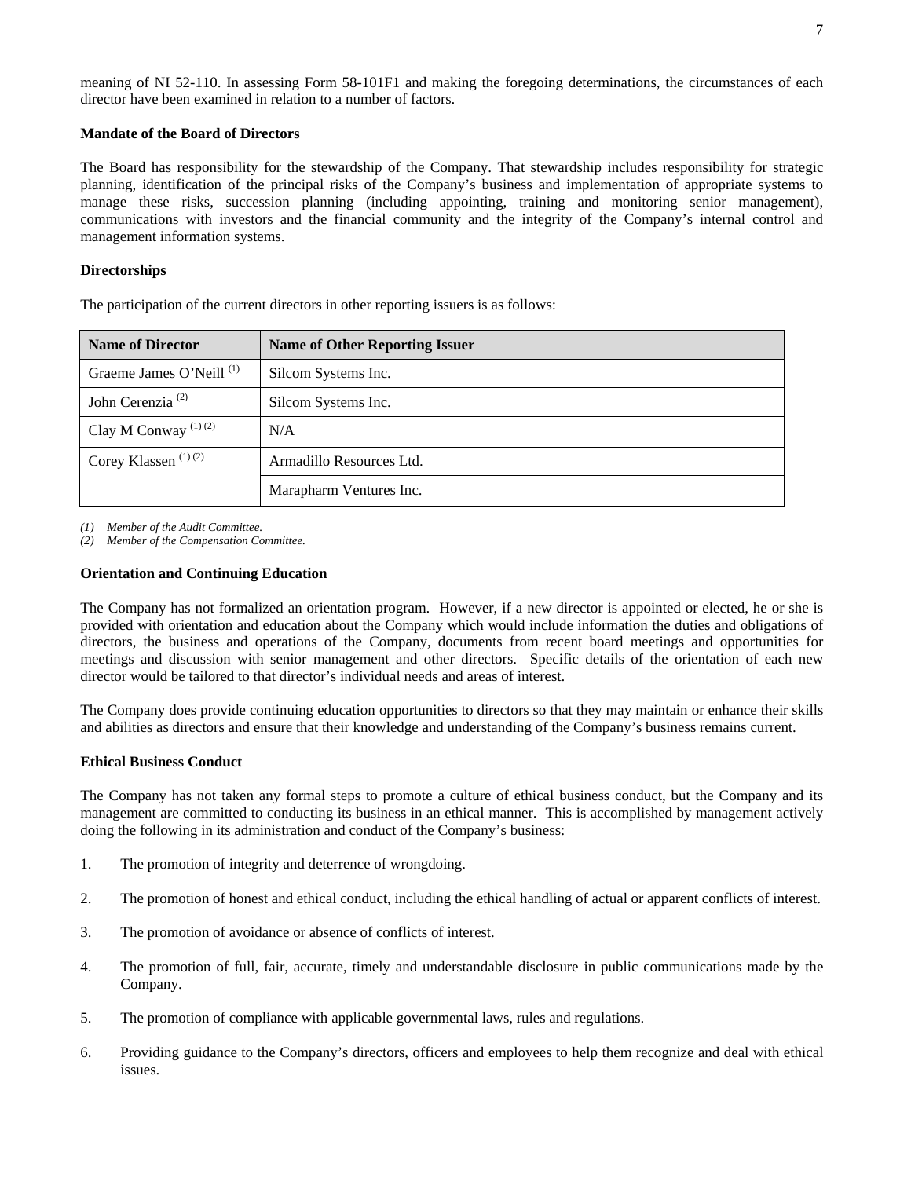meaning of NI 52-110. In assessing Form 58-101F1 and making the foregoing determinations, the circumstances of each director have been examined in relation to a number of factors.

**Mandate of the Board of Directors**

The Board has responsibility for the stewardship of the Company. That stewardship includes responsibility for strategic planning, identification of the principal risks of the Company's business and implementation of appropriate systems to manage these risks, succession planning (including appointing, training and monitoring senior management), communications with investors and the financial community and the integrity of the Company's internal control and management information systems.

**Directorships**

The participation of the current directors in other reporting issuers is as follows:

| Name of Director | Name of Other Reporting Issuer |
|---|---|
| Graeme James O'Neill [(1)] | Silcom Systems Inc. |
| John Cerenzia [(2)] | Silcom Systems Inc. |
| Clay M Conway [(1) (2)] | N/A |
| Corey Klassen [(1) (2)] | Armadillo Resources Ltd. |
| | Marapharm Ventures Inc. |

*(1) Member of the Audit Committee.*
*(2) Member of the Compensation Committee.*

**Orientation and Continuing Education**

The Company has not formalized an orientation program. However, if a new director is appointed or elected, he or she is provided with orientation and education about the Company which would include information the duties and obligations of directors, the business and operations of the Company, documents from recent board meetings and opportunities for meetings and discussion with senior management and other directors. Specific details of the orientation of each new director would be tailored to that director's individual needs and areas of interest.

The Company does provide continuing education opportunities to directors so that they may maintain or enhance their skills and abilities as directors and ensure that their knowledge and understanding of the Company's business remains current.

**Ethical Business Conduct**

The Company has not taken any formal steps to promote a culture of ethical business conduct, but the Company and its management are committed to conducting its business in an ethical manner. This is accomplished by management actively doing the following in its administration and conduct of the Company's business:

1. The promotion of integrity and deterrence of wrongdoing.

2. The promotion of honest and ethical conduct, including the ethical handling of actual or apparent conflicts of interest.

3. The promotion of avoidance or absence of conflicts of interest.

4. The promotion of full, fair, accurate, timely and understandable disclosure in public communications made by the Company.

5. The promotion of compliance with applicable governmental laws, rules and regulations.

6. Providing guidance to the Company's directors, officers and employees to help them recognize and deal with ethical issues.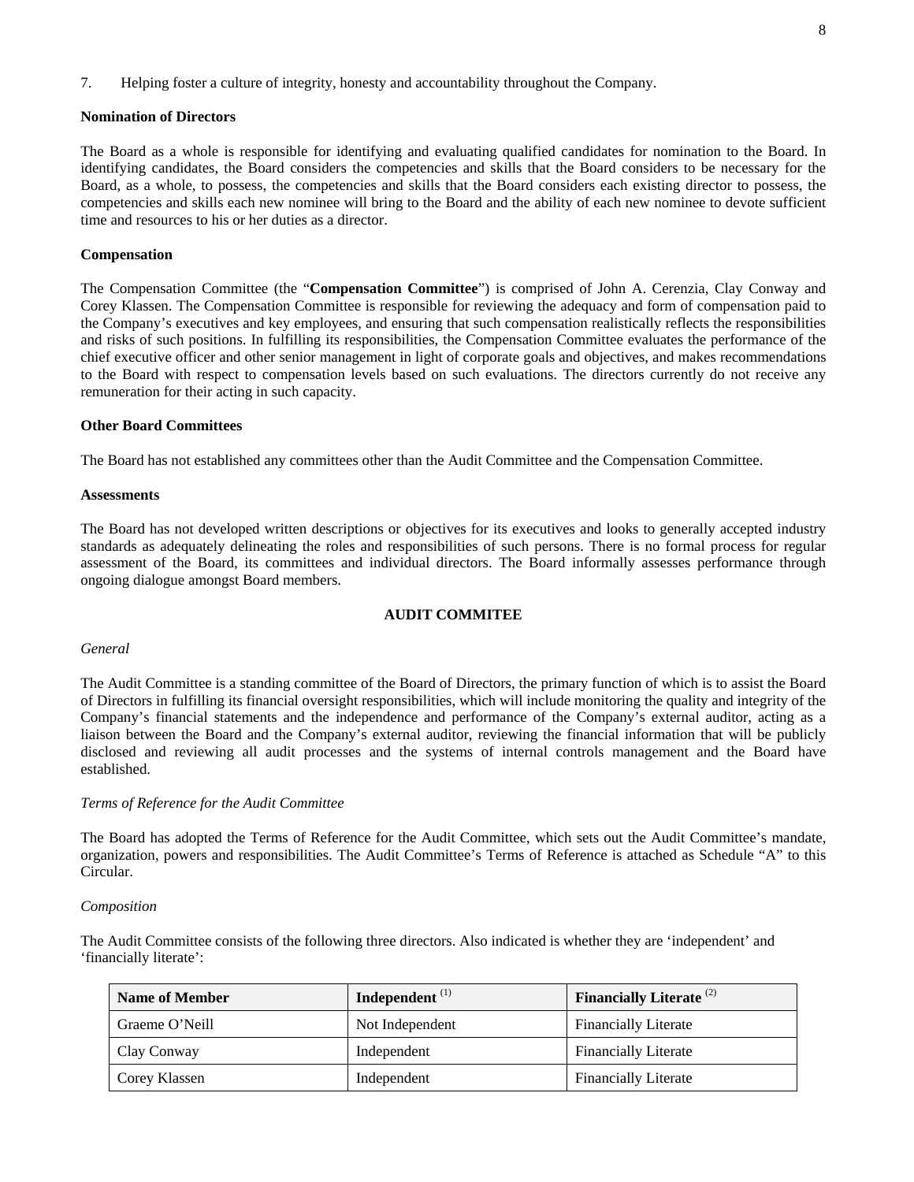7. Helping foster a culture of integrity, honesty and accountability throughout the Company.

**Nomination of Directors**

The Board as a whole is responsible for identifying and evaluating qualified candidates for nomination to the Board. In identifying candidates, the Board considers the competencies and skills that the Board considers to be necessary for the Board, as a whole, to possess, the competencies and skills that the Board considers each existing director to possess, the competencies and skills each new nominee will bring to the Board and the ability of each new nominee to devote sufficient time and resources to his or her duties as a director.

**Compensation**

The Compensation Committee (the "**Compensation Committee**") is comprised of John A. Cerenzia, Clay Conway and Corey Klassen. The Compensation Committee is responsible for reviewing the adequacy and form of compensation paid to the Company's executives and key employees, and ensuring that such compensation realistically reflects the responsibilities and risks of such positions. In fulfilling its responsibilities, the Compensation Committee evaluates the performance of the chief executive officer and other senior management in light of corporate goals and objectives, and makes recommendations to the Board with respect to compensation levels based on such evaluations. The directors currently do not receive any remuneration for their acting in such capacity.

**Other Board Committees**

The Board has not established any committees other than the Audit Committee and the Compensation Committee.

**Assessments**

The Board has not developed written descriptions or objectives for its executives and looks to generally accepted industry standards as adequately delineating the roles and responsibilities of such persons. There is no formal process for regular assessment of the Board, its committees and individual directors. The Board informally assesses performance through ongoing dialogue amongst Board members.

## AUDIT COMMITEE

*General*

The Audit Committee is a standing committee of the Board of Directors, the primary function of which is to assist the Board of Directors in fulfilling its financial oversight responsibilities, which will include monitoring the quality and integrity of the Company's financial statements and the independence and performance of the Company's external auditor, acting as a liaison between the Board and the Company's external auditor, reviewing the financial information that will be publicly disclosed and reviewing all audit processes and the systems of internal controls management and the Board have established.

*Terms of Reference for the Audit Committee*

The Board has adopted the Terms of Reference for the Audit Committee, which sets out the Audit Committee's mandate, organization, powers and responsibilities. The Audit Committee's Terms of Reference is attached as Schedule "A" to this Circular.

*Composition*

The Audit Committee consists of the following three directors. Also indicated is whether they are 'independent' and 'financially literate':

| Name of Member | Independent [(1)] | Financially Literate [(2)] |
|---|---|---|
| Graeme O'Neill | Not Independent | Financially Literate |
| Clay Conway | Independent | Financially Literate |
| Corey Klassen | Independent | Financially Literate |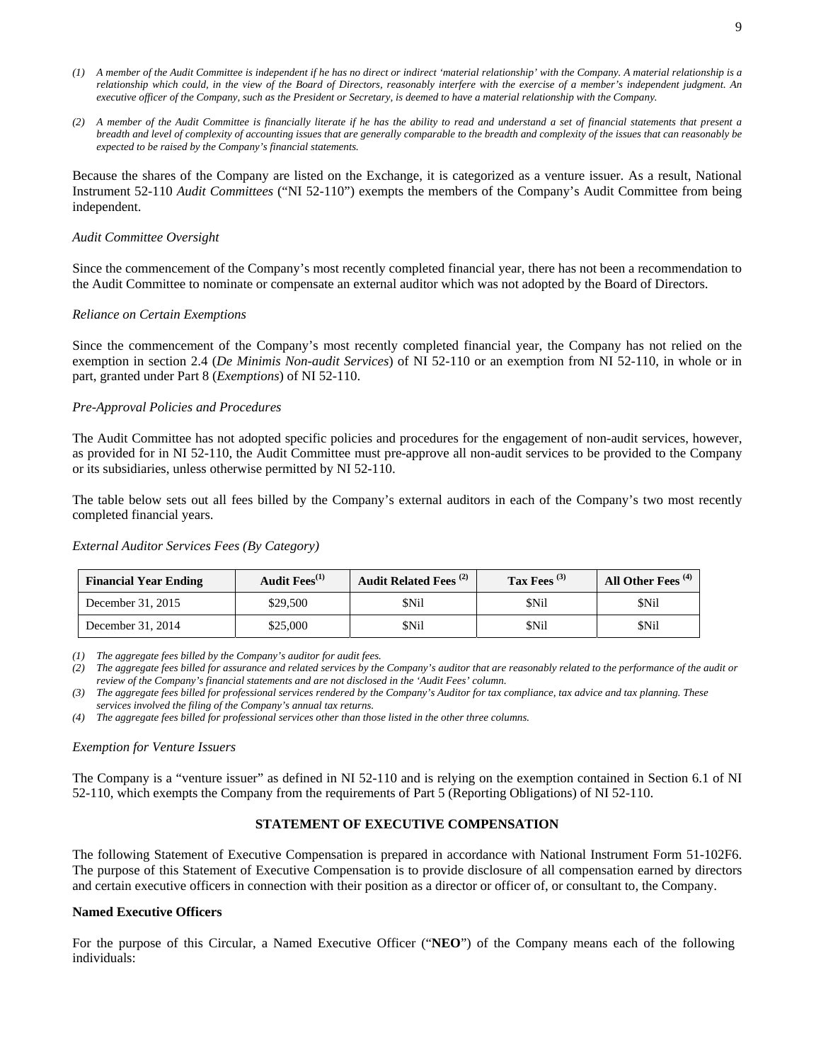*(1) A member of the Audit Committee is independent if he has no direct or indirect 'material relationship' with the Company. A material relationship is a relationship which could, in the view of the Board of Directors, reasonably interfere with the exercise of a member's independent judgment. An executive officer of the Company, such as the President or Secretary, is deemed to have a material relationship with the Company.*

*(2) A member of the Audit Committee is financially literate if he has the ability to read and understand a set of financial statements that present a breadth and level of complexity of accounting issues that are generally comparable to the breadth and complexity of the issues that can reasonably be expected to be raised by the Company's financial statements.*

Because the shares of the Company are listed on the Exchange, it is categorized as a venture issuer. As a result, National Instrument 52-110 *Audit Committees* ("NI 52-110") exempts the members of the Company's Audit Committee from being independent.

*Audit Committee Oversight*

Since the commencement of the Company's most recently completed financial year, there has not been a recommendation to the Audit Committee to nominate or compensate an external auditor which was not adopted by the Board of Directors.

*Reliance on Certain Exemptions*

Since the commencement of the Company's most recently completed financial year, the Company has not relied on the exemption in section 2.4 (*De Minimis Non-audit Services*) of NI 52-110 or an exemption from NI 52-110, in whole or in part, granted under Part 8 (*Exemptions*) of NI 52-110.

*Pre-Approval Policies and Procedures*

The Audit Committee has not adopted specific policies and procedures for the engagement of non-audit services, however, as provided for in NI 52-110, the Audit Committee must pre-approve all non-audit services to be provided to the Company or its subsidiaries, unless otherwise permitted by NI 52-110.

The table below sets out all fees billed by the Company's external auditors in each of the Company's two most recently completed financial years.

*External Auditor Services Fees (By Category)*

| Financial Year Ending | Audit Fees(1) | Audit Related Fees (2) | Tax Fees (3) | All Other Fees (4) |
|---|---|---|---|---|
| December 31, 2015 | $29,500 | $Nil | $Nil | $Nil |
| December 31, 2014 | $25,000 | $Nil | $Nil | $Nil |

*(1) The aggregate fees billed by the Company's auditor for audit fees.*
*(2) The aggregate fees billed for assurance and related services by the Company's auditor that are reasonably related to the performance of the audit or review of the Company's financial statements and are not disclosed in the 'Audit Fees' column.*
*(3) The aggregate fees billed for professional services rendered by the Company's Auditor for tax compliance, tax advice and tax planning. These services involved the filing of the Company's annual tax returns.*
*(4) The aggregate fees billed for professional services other than those listed in the other three columns.*

*Exemption for Venture Issuers*

The Company is a "venture issuer" as defined in NI 52-110 and is relying on the exemption contained in Section 6.1 of NI 52-110, which exempts the Company from the requirements of Part 5 (Reporting Obligations) of NI 52-110.

## STATEMENT OF EXECUTIVE COMPENSATION

The following Statement of Executive Compensation is prepared in accordance with National Instrument Form 51-102F6. The purpose of this Statement of Executive Compensation is to provide disclosure of all compensation earned by directors and certain executive officers in connection with their position as a director or officer of, or consultant to, the Company.

**Named Executive Officers**

For the purpose of this Circular, a Named Executive Officer ("**NEO**") of the Company means each of the following individuals: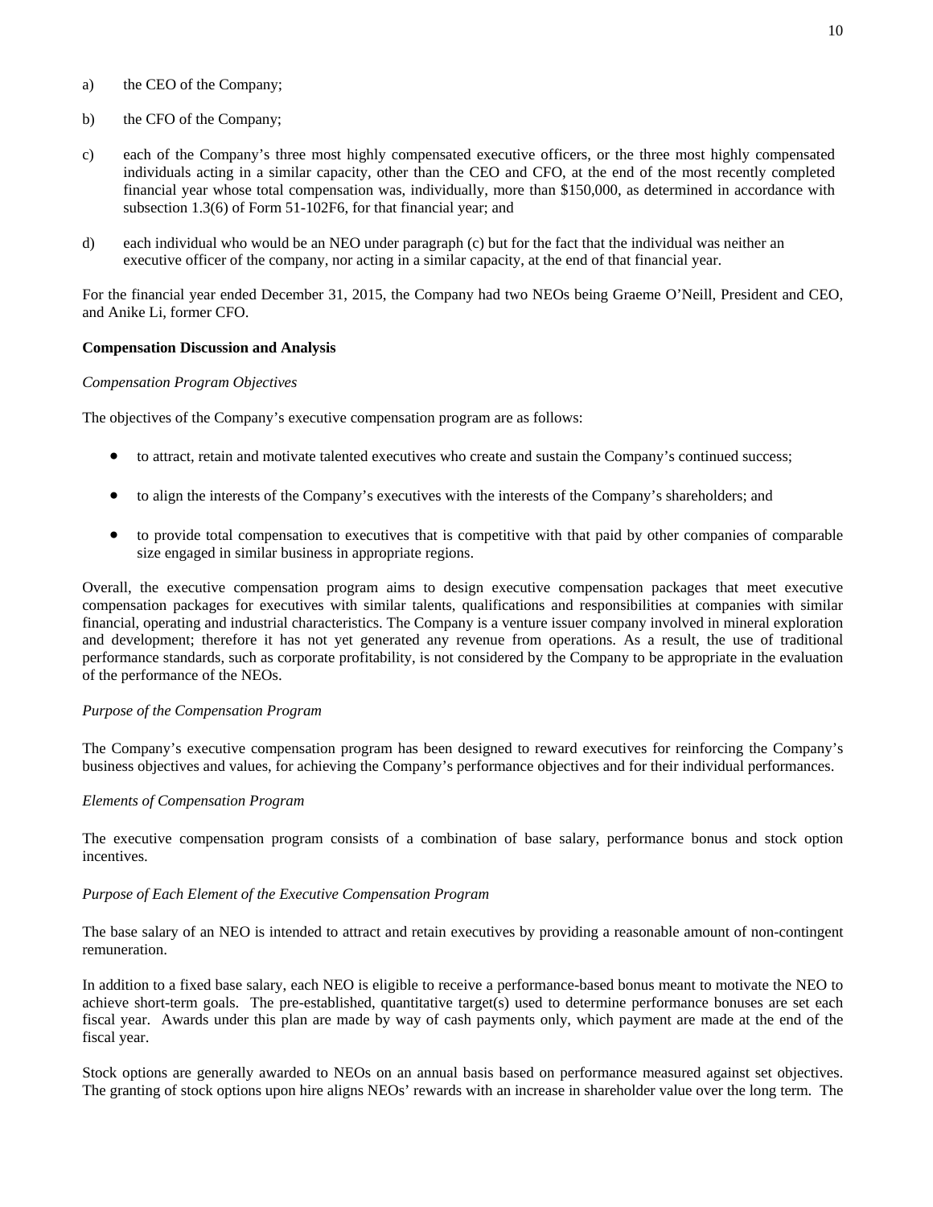a) the CEO of the Company;

b) the CFO of the Company;

c) each of the Company's three most highly compensated executive officers, or the three most highly compensated individuals acting in a similar capacity, other than the CEO and CFO, at the end of the most recently completed financial year whose total compensation was, individually, more than $150,000, as determined in accordance with subsection 1.3(6) of Form 51-102F6, for that financial year; and

d) each individual who would be an NEO under paragraph (c) but for the fact that the individual was neither an executive officer of the company, nor acting in a similar capacity, at the end of that financial year.

For the financial year ended December 31, 2015, the Company had two NEOs being Graeme O'Neill, President and CEO, and Anike Li, former CFO.

**Compensation Discussion and Analysis**

*Compensation Program Objectives*

The objectives of the Company's executive compensation program are as follows:

- to attract, retain and motivate talented executives who create and sustain the Company's continued success;
- to align the interests of the Company's executives with the interests of the Company's shareholders; and
- to provide total compensation to executives that is competitive with that paid by other companies of comparable size engaged in similar business in appropriate regions.

Overall, the executive compensation program aims to design executive compensation packages that meet executive compensation packages for executives with similar talents, qualifications and responsibilities at companies with similar financial, operating and industrial characteristics. The Company is a venture issuer company involved in mineral exploration and development; therefore it has not yet generated any revenue from operations. As a result, the use of traditional performance standards, such as corporate profitability, is not considered by the Company to be appropriate in the evaluation of the performance of the NEOs.

*Purpose of the Compensation Program*

The Company's executive compensation program has been designed to reward executives for reinforcing the Company's business objectives and values, for achieving the Company's performance objectives and for their individual performances.

*Elements of Compensation Program*

The executive compensation program consists of a combination of base salary, performance bonus and stock option incentives.

*Purpose of Each Element of the Executive Compensation Program*

The base salary of an NEO is intended to attract and retain executives by providing a reasonable amount of non-contingent remuneration.

In addition to a fixed base salary, each NEO is eligible to receive a performance-based bonus meant to motivate the NEO to achieve short-term goals. The pre-established, quantitative target(s) used to determine performance bonuses are set each fiscal year. Awards under this plan are made by way of cash payments only, which payment are made at the end of the fiscal year.

Stock options are generally awarded to NEOs on an annual basis based on performance measured against set objectives. The granting of stock options upon hire aligns NEOs' rewards with an increase in shareholder value over the long term. The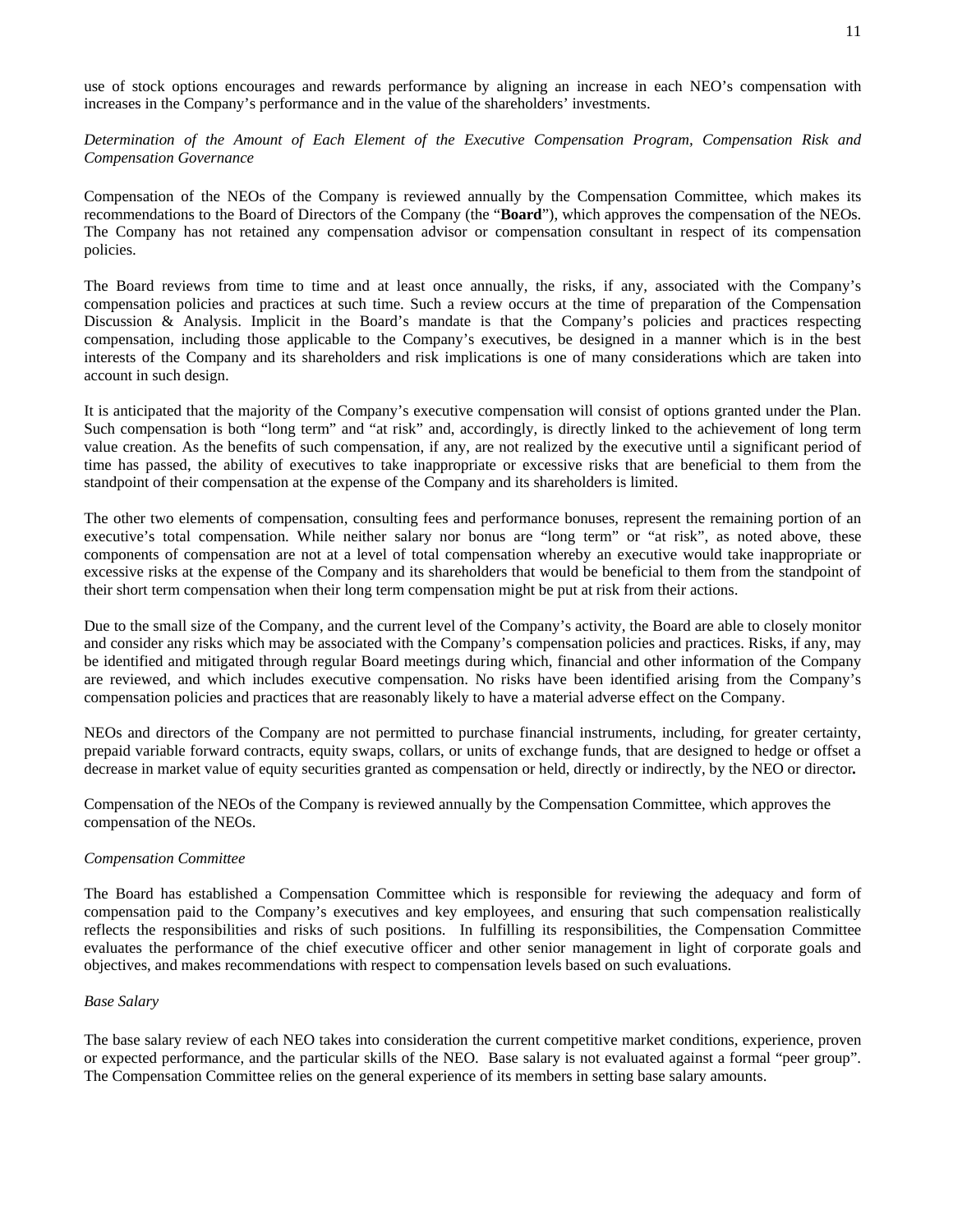use of stock options encourages and rewards performance by aligning an increase in each NEO's compensation with increases in the Company's performance and in the value of the shareholders' investments.

*Determination of the Amount of Each Element of the Executive Compensation Program, Compensation Risk and Compensation Governance*

Compensation of the NEOs of the Company is reviewed annually by the Compensation Committee, which makes its recommendations to the Board of Directors of the Company (the "**Board**"), which approves the compensation of the NEOs. The Company has not retained any compensation advisor or compensation consultant in respect of its compensation policies.

The Board reviews from time to time and at least once annually, the risks, if any, associated with the Company's compensation policies and practices at such time. Such a review occurs at the time of preparation of the Compensation Discussion & Analysis. Implicit in the Board's mandate is that the Company's policies and practices respecting compensation, including those applicable to the Company's executives, be designed in a manner which is in the best interests of the Company and its shareholders and risk implications is one of many considerations which are taken into account in such design.

It is anticipated that the majority of the Company's executive compensation will consist of options granted under the Plan. Such compensation is both "long term" and "at risk" and, accordingly, is directly linked to the achievement of long term value creation. As the benefits of such compensation, if any, are not realized by the executive until a significant period of time has passed, the ability of executives to take inappropriate or excessive risks that are beneficial to them from the standpoint of their compensation at the expense of the Company and its shareholders is limited.

The other two elements of compensation, consulting fees and performance bonuses, represent the remaining portion of an executive's total compensation. While neither salary nor bonus are "long term" or "at risk", as noted above, these components of compensation are not at a level of total compensation whereby an executive would take inappropriate or excessive risks at the expense of the Company and its shareholders that would be beneficial to them from the standpoint of their short term compensation when their long term compensation might be put at risk from their actions.

Due to the small size of the Company, and the current level of the Company's activity, the Board are able to closely monitor and consider any risks which may be associated with the Company's compensation policies and practices. Risks, if any, may be identified and mitigated through regular Board meetings during which, financial and other information of the Company are reviewed, and which includes executive compensation. No risks have been identified arising from the Company's compensation policies and practices that are reasonably likely to have a material adverse effect on the Company.

NEOs and directors of the Company are not permitted to purchase financial instruments, including, for greater certainty, prepaid variable forward contracts, equity swaps, collars, or units of exchange funds, that are designed to hedge or offset a decrease in market value of equity securities granted as compensation or held, directly or indirectly, by the NEO or director**.**

Compensation of the NEOs of the Company is reviewed annually by the Compensation Committee, which approves the compensation of the NEOs.

*Compensation Committee*

The Board has established a Compensation Committee which is responsible for reviewing the adequacy and form of compensation paid to the Company's executives and key employees, and ensuring that such compensation realistically reflects the responsibilities and risks of such positions. In fulfilling its responsibilities, the Compensation Committee evaluates the performance of the chief executive officer and other senior management in light of corporate goals and objectives, and makes recommendations with respect to compensation levels based on such evaluations.

*Base Salary*

The base salary review of each NEO takes into consideration the current competitive market conditions, experience, proven or expected performance, and the particular skills of the NEO. Base salary is not evaluated against a formal "peer group". The Compensation Committee relies on the general experience of its members in setting base salary amounts.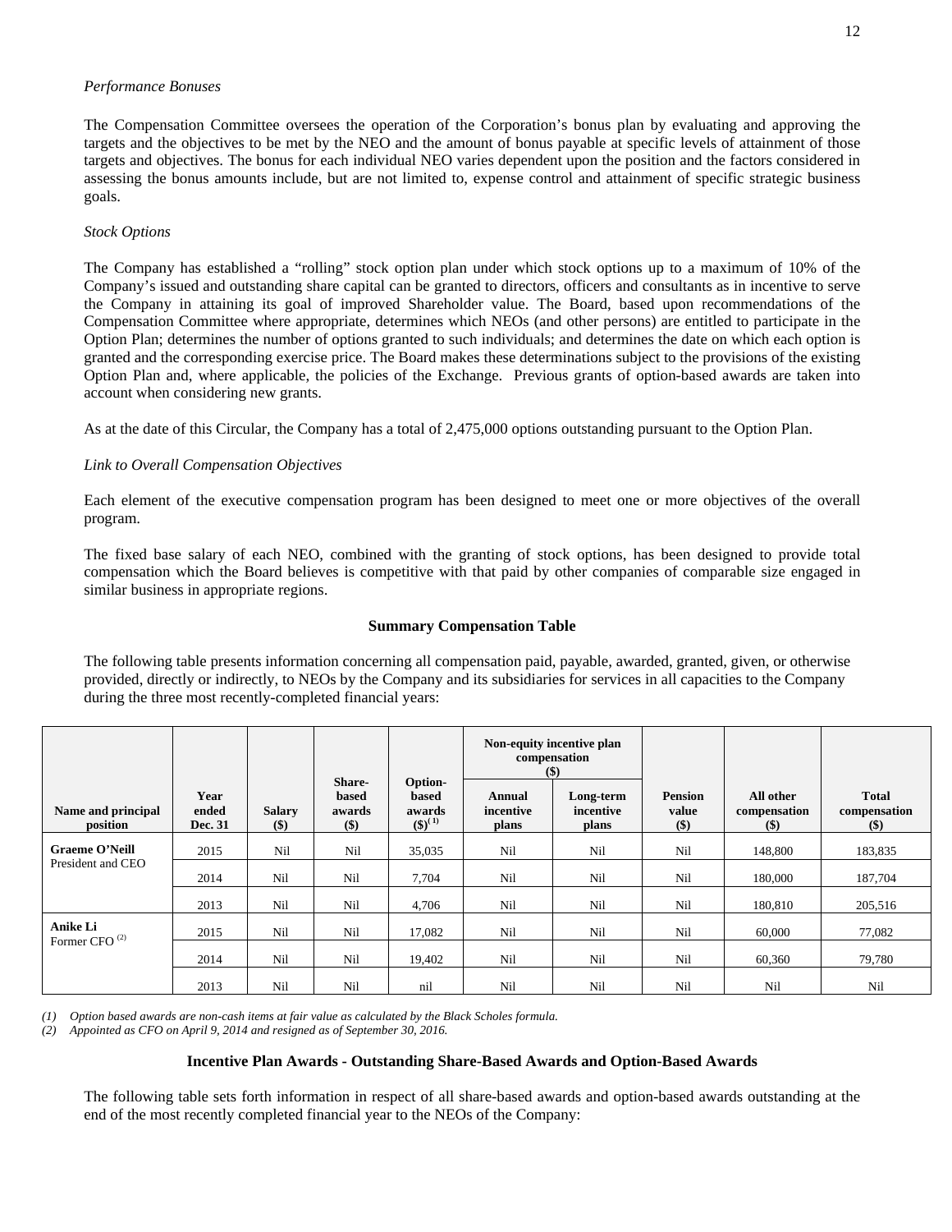*Performance Bonuses*

The Compensation Committee oversees the operation of the Corporation's bonus plan by evaluating and approving the targets and the objectives to be met by the NEO and the amount of bonus payable at specific levels of attainment of those targets and objectives. The bonus for each individual NEO varies dependent upon the position and the factors considered in assessing the bonus amounts include, but are not limited to, expense control and attainment of specific strategic business goals.

*Stock Options*

The Company has established a "rolling" stock option plan under which stock options up to a maximum of 10% of the Company's issued and outstanding share capital can be granted to directors, officers and consultants as in incentive to serve the Company in attaining its goal of improved Shareholder value. The Board, based upon recommendations of the Compensation Committee where appropriate, determines which NEOs (and other persons) are entitled to participate in the Option Plan; determines the number of options granted to such individuals; and determines the date on which each option is granted and the corresponding exercise price. The Board makes these determinations subject to the provisions of the existing Option Plan and, where applicable, the policies of the Exchange. Previous grants of option-based awards are taken into account when considering new grants.

As at the date of this Circular, the Company has a total of 2,475,000 options outstanding pursuant to the Option Plan.

*Link to Overall Compensation Objectives*

Each element of the executive compensation program has been designed to meet one or more objectives of the overall program.

The fixed base salary of each NEO, combined with the granting of stock options, has been designed to provide total compensation which the Board believes is competitive with that paid by other companies of comparable size engaged in similar business in appropriate regions.

**Summary Compensation Table**

The following table presents information concerning all compensation paid, payable, awarded, granted, given, or otherwise provided, directly or indirectly, to NEOs by the Company and its subsidiaries for services in all capacities to the Company during the three most recently-completed financial years:

| Name and principal position | Year ended Dec. 31 | Salary ($) | Share-based awards ($) | Option-based awards ($)(1) | Non-equity incentive plan compensation ($) | | Pension value ($) | All other compensation ($) | Total compensation ($) |
|---|---|---|---|---|---|---|---|---|---|
| | | | | | Annual incentive plans | Long-term incentive plans | | | |
| **Graeme O'Neill** President and CEO | 2015 | Nil | Nil | 35,035 | Nil | Nil | Nil | 148,800 | 183,835 |
| | 2014 | Nil | Nil | 7,704 | Nil | Nil | Nil | 180,000 | 187,704 |
| | 2013 | Nil | Nil | 4,706 | Nil | Nil | Nil | 180,810 | 205,516 |
| **Anike Li** Former CFO (2) | 2015 | Nil | Nil | 17,082 | Nil | Nil | Nil | 60,000 | 77,082 |
| | 2014 | Nil | Nil | 19,402 | Nil | Nil | Nil | 60,360 | 79,780 |
| | 2013 | Nil | Nil | nil | Nil | Nil | Nil | Nil | Nil |

*(1) Option based awards are non-cash items at fair value as calculated by the Black Scholes formula.*
*(2) Appointed as CFO on April 9, 2014 and resigned as of September 30, 2016.*

**Incentive Plan Awards - Outstanding Share-Based Awards and Option-Based Awards**

The following table sets forth information in respect of all share-based awards and option-based awards outstanding at the end of the most recently completed financial year to the NEOs of the Company: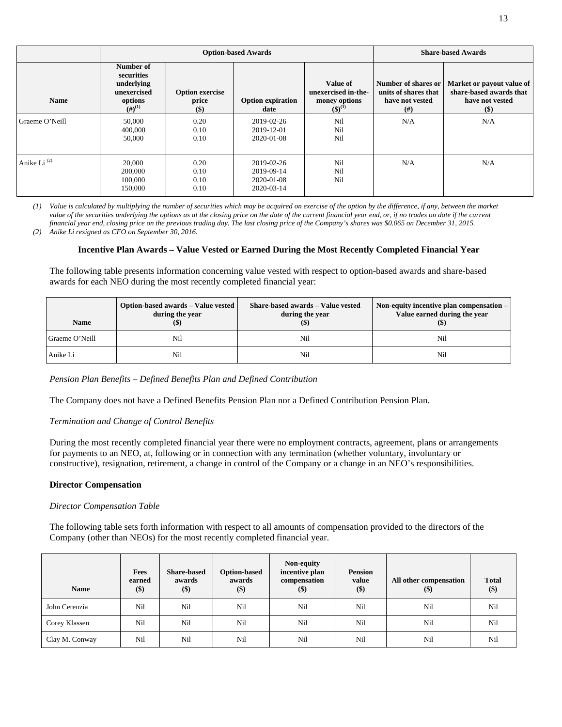| | Option-based Awards | | | | Share-based Awards | |
|---|---|---|---|---|---|---|
| **Name** | **Number of securities underlying unexercised options (#)[1]** | **Option exercise price ($)** | **Option expiration date** | **Value of unexercised in-the-money options ($)[1]** | **Number of shares or units of shares that have not vested (#)** | **Market or payout value of share-based awards that have not vested ($)** |
| Graeme O'Neill | 50,000<br>400,000<br>50,000 | 0.20<br>0.10<br>0.10 | 2019-02-26<br>2019-12-01<br>2020-01-08 | Nil<br>Nil<br>Nil | N/A | N/A |
| Anike Li [2] | 20,000<br>200,000<br>100,000<br>150,000 | 0.20<br>0.10<br>0.10<br>0.10 | 2019-02-26<br>2019-09-14<br>2020-01-08<br>2020-03-14 | Nil<br>Nil<br>Nil | N/A | N/A |

*(1) Value is calculated by multiplying the number of securities which may be acquired on exercise of the option by the difference, if any, between the market value of the securities underlying the options as at the closing price on the date of the current financial year end, or, if no trades on date if the current financial year end, closing price on the previous trading day. The last closing price of the Company's shares was $0.065 on December 31, 2015.*

*(2) Anike Li resigned as CFO on September 30, 2016.*

### Incentive Plan Awards – Value Vested or Earned During the Most Recently Completed Financial Year

The following table presents information concerning value vested with respect to option-based awards and share-based awards for each NEO during the most recently completed financial year:

| Name | Option-based awards – Value vested during the year ($) | Share-based awards – Value vested during the year ($) | Non-equity incentive plan compensation – Value earned during the year ($) |
|---|---|---|---|
| Graeme O'Neill | Nil | Nil | Nil |
| Anike Li | Nil | Nil | Nil |

*Pension Plan Benefits – Defined Benefits Plan and Defined Contribution*

The Company does not have a Defined Benefits Pension Plan nor a Defined Contribution Pension Plan.

*Termination and Change of Control Benefits*

During the most recently completed financial year there were no employment contracts, agreement, plans or arrangements for payments to an NEO, at, following or in connection with any termination (whether voluntary, involuntary or constructive), resignation, retirement, a change in control of the Company or a change in an NEO's responsibilities.

**Director Compensation**

*Director Compensation Table*

The following table sets forth information with respect to all amounts of compensation provided to the directors of the Company (other than NEOs) for the most recently completed financial year.

| Name | Fees earned ($) | Share-based awards ($) | Option-based awards ($) | Non-equity incentive plan compensation ($) | Pension value ($) | All other compensation ($) | Total ($) |
|---|---|---|---|---|---|---|---|
| John Cerenzia | Nil | Nil | Nil | Nil | Nil | Nil | Nil |
| Corey Klassen | Nil | Nil | Nil | Nil | Nil | Nil | Nil |
| Clay M. Conway | Nil | Nil | Nil | Nil | Nil | Nil | Nil |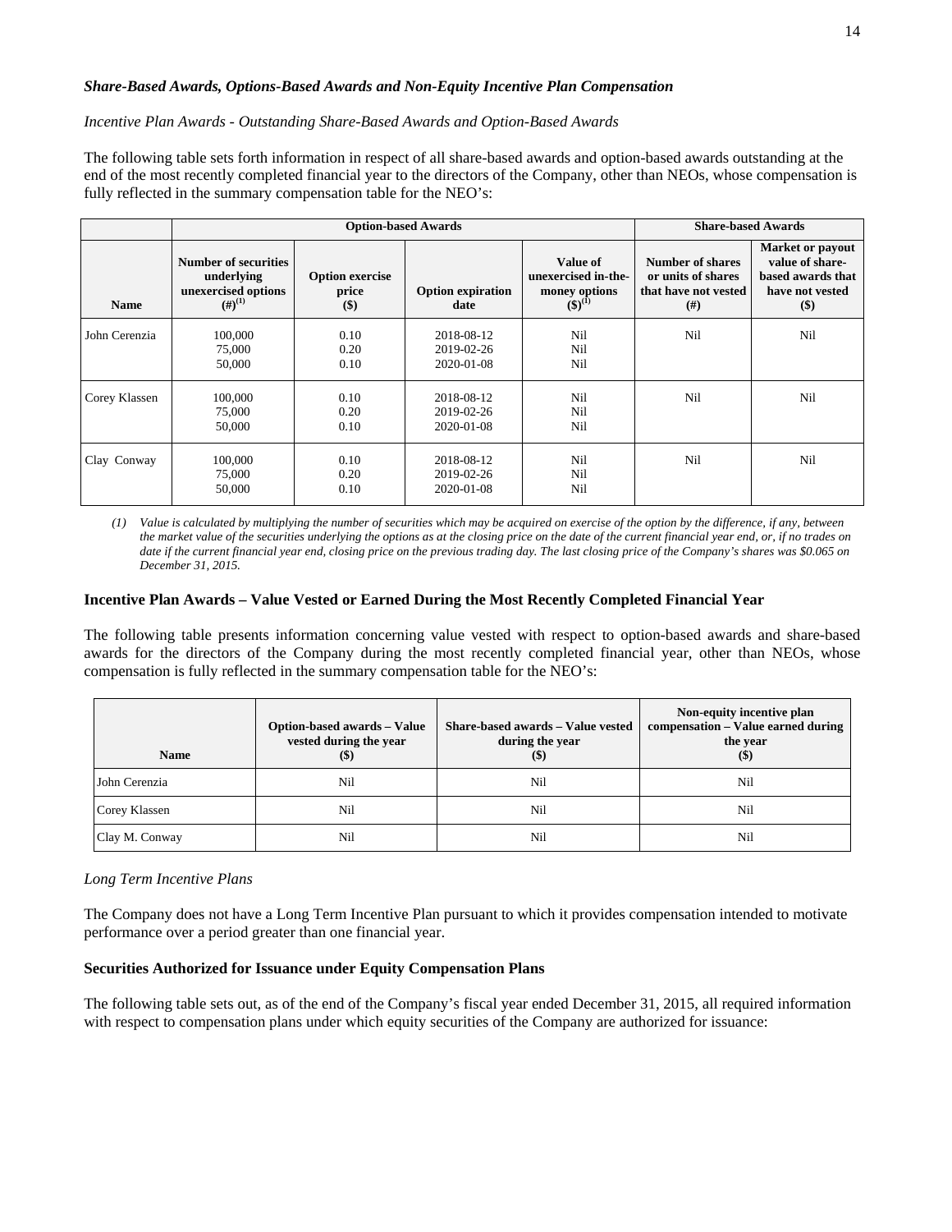***Share-Based Awards, Options-Based Awards and Non-Equity Incentive Plan Compensation***

*Incentive Plan Awards - Outstanding Share-Based Awards and Option-Based Awards*

The following table sets forth information in respect of all share-based awards and option-based awards outstanding at the end of the most recently completed financial year to the directors of the Company, other than NEOs, whose compensation is fully reflected in the summary compensation table for the NEO's:

| | Option-based Awards | | | | Share-based Awards | |
|---|---|---|---|---|---|---|
| **Name** | **Number of securities underlying unexercised options (#)[(1)]** | **Option exercise price ($)** | **Option expiration date** | **Value of unexercised in-the-money options ($)[(1)]** | **Number of shares or units of shares that have not vested (#)** | **Market or payout value of share-based awards that have not vested ($)** |
| John Cerenzia | 100,000<br>75,000<br>50,000 | 0.10<br>0.20<br>0.10 | 2018-08-12<br>2019-02-26<br>2020-01-08 | Nil<br>Nil<br>Nil | Nil | Nil |
| Corey Klassen | 100,000<br>75,000<br>50,000 | 0.10<br>0.20<br>0.10 | 2018-08-12<br>2019-02-26<br>2020-01-08 | Nil<br>Nil<br>Nil | Nil | Nil |
| Clay Conway | 100,000<br>75,000<br>50,000 | 0.10<br>0.20<br>0.10 | 2018-08-12<br>2019-02-26<br>2020-01-08 | Nil<br>Nil<br>Nil | Nil | Nil |

*(1) Value is calculated by multiplying the number of securities which may be acquired on exercise of the option by the difference, if any, between the market value of the securities underlying the options as at the closing price on the date of the current financial year end, or, if no trades on date if the current financial year end, closing price on the previous trading day. The last closing price of the Company's shares was $0.065 on December 31, 2015.*

**Incentive Plan Awards – Value Vested or Earned During the Most Recently Completed Financial Year**

The following table presents information concerning value vested with respect to option-based awards and share-based awards for the directors of the Company during the most recently completed financial year, other than NEOs, whose compensation is fully reflected in the summary compensation table for the NEO's:

| Name | Option-based awards – Value vested during the year ($) | Share-based awards – Value vested during the year ($) | Non-equity incentive plan compensation – Value earned during the year ($) |
|---|---|---|---|
| John Cerenzia | Nil | Nil | Nil |
| Corey Klassen | Nil | Nil | Nil |
| Clay M. Conway | Nil | Nil | Nil |

*Long Term Incentive Plans*

The Company does not have a Long Term Incentive Plan pursuant to which it provides compensation intended to motivate performance over a period greater than one financial year.

**Securities Authorized for Issuance under Equity Compensation Plans**

The following table sets out, as of the end of the Company's fiscal year ended December 31, 2015, all required information with respect to compensation plans under which equity securities of the Company are authorized for issuance: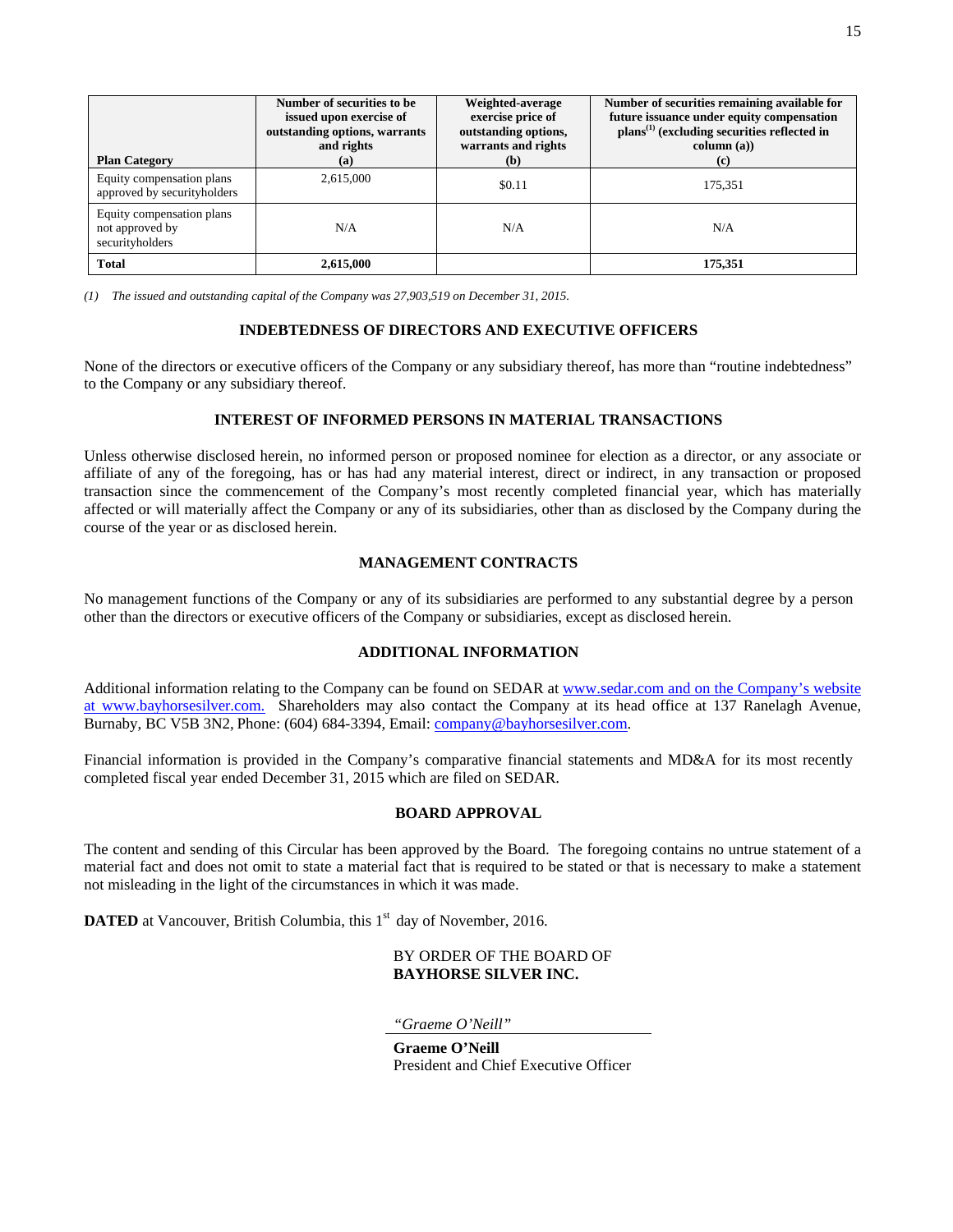| Plan Category | Number of securities to be issued upon exercise of outstanding options, warrants and rights (a) | Weighted-average exercise price of outstanding options, warrants and rights (b) | Number of securities remaining available for future issuance under equity compensation plans[(1)] (excluding securities reflected in column (a)) (c) |
|---|---|---|---|
| Equity compensation plans approved by securityholders | 2,615,000 | $0.11 | 175,351 |
| Equity compensation plans not approved by securityholders | N/A | N/A | N/A |
| **Total** | **2,615,000** | | **175,351** |

*(1) The issued and outstanding capital of the Company was 27,903,519 on December 31, 2015.*

## INDEBTEDNESS OF DIRECTORS AND EXECUTIVE OFFICERS

None of the directors or executive officers of the Company or any subsidiary thereof, has more than "routine indebtedness" to the Company or any subsidiary thereof.

## INTEREST OF INFORMED PERSONS IN MATERIAL TRANSACTIONS

Unless otherwise disclosed herein, no informed person or proposed nominee for election as a director, or any associate or affiliate of any of the foregoing, has or has had any material interest, direct or indirect, in any transaction or proposed transaction since the commencement of the Company's most recently completed financial year, which has materially affected or will materially affect the Company or any of its subsidiaries, other than as disclosed by the Company during the course of the year or as disclosed herein.

## MANAGEMENT CONTRACTS

No management functions of the Company or any of its subsidiaries are performed to any substantial degree by a person other than the directors or executive officers of the Company or subsidiaries, except as disclosed herein.

## ADDITIONAL INFORMATION

Additional information relating to the Company can be found on SEDAR at www.sedar.com and on the Company's website at www.bayhorsesilver.com. Shareholders may also contact the Company at its head office at 137 Ranelagh Avenue, Burnaby, BC V5B 3N2, Phone: (604) 684-3394, Email: company@bayhorsesilver.com.

Financial information is provided in the Company's comparative financial statements and MD&A for its most recently completed fiscal year ended December 31, 2015 which are filed on SEDAR.

## BOARD APPROVAL

The content and sending of this Circular has been approved by the Board. The foregoing contains no untrue statement of a material fact and does not omit to state a material fact that is required to be stated or that is necessary to make a statement not misleading in the light of the circumstances in which it was made.

**DATED** at Vancouver, British Columbia, this 1st day of November, 2016.

BY ORDER OF THE BOARD OF
**BAYHORSE SILVER INC.**

*"Graeme O'Neill"*

**Graeme O'Neill**
President and Chief Executive Officer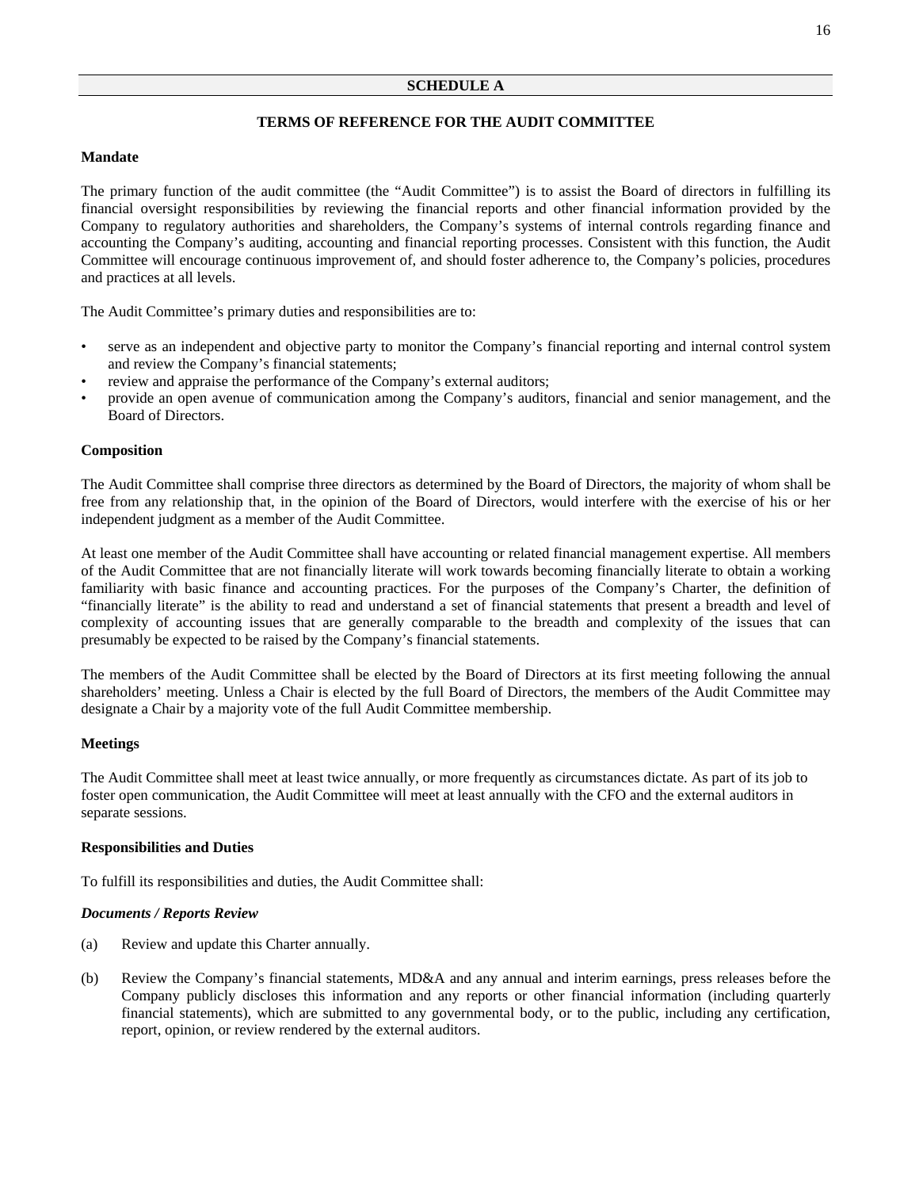## SCHEDULE A

### TERMS OF REFERENCE FOR THE AUDIT COMMITTEE

**Mandate**

The primary function of the audit committee (the "Audit Committee") is to assist the Board of directors in fulfilling its financial oversight responsibilities by reviewing the financial reports and other financial information provided by the Company to regulatory authorities and shareholders, the Company's systems of internal controls regarding finance and accounting the Company's auditing, accounting and financial reporting processes. Consistent with this function, the Audit Committee will encourage continuous improvement of, and should foster adherence to, the Company's policies, procedures and practices at all levels.

The Audit Committee's primary duties and responsibilities are to:

- serve as an independent and objective party to monitor the Company's financial reporting and internal control system and review the Company's financial statements;
- review and appraise the performance of the Company's external auditors;
- provide an open avenue of communication among the Company's auditors, financial and senior management, and the Board of Directors.

**Composition**

The Audit Committee shall comprise three directors as determined by the Board of Directors, the majority of whom shall be free from any relationship that, in the opinion of the Board of Directors, would interfere with the exercise of his or her independent judgment as a member of the Audit Committee.

At least one member of the Audit Committee shall have accounting or related financial management expertise. All members of the Audit Committee that are not financially literate will work towards becoming financially literate to obtain a working familiarity with basic finance and accounting practices. For the purposes of the Company's Charter, the definition of "financially literate" is the ability to read and understand a set of financial statements that present a breadth and level of complexity of accounting issues that are generally comparable to the breadth and complexity of the issues that can presumably be expected to be raised by the Company's financial statements.

The members of the Audit Committee shall be elected by the Board of Directors at its first meeting following the annual shareholders' meeting. Unless a Chair is elected by the full Board of Directors, the members of the Audit Committee may designate a Chair by a majority vote of the full Audit Committee membership.

**Meetings**

The Audit Committee shall meet at least twice annually, or more frequently as circumstances dictate. As part of its job to foster open communication, the Audit Committee will meet at least annually with the CFO and the external auditors in separate sessions.

**Responsibilities and Duties**

To fulfill its responsibilities and duties, the Audit Committee shall:

***Documents / Reports Review***

(a) Review and update this Charter annually.

(b) Review the Company's financial statements, MD&A and any annual and interim earnings, press releases before the Company publicly discloses this information and any reports or other financial information (including quarterly financial statements), which are submitted to any governmental body, or to the public, including any certification, report, opinion, or review rendered by the external auditors.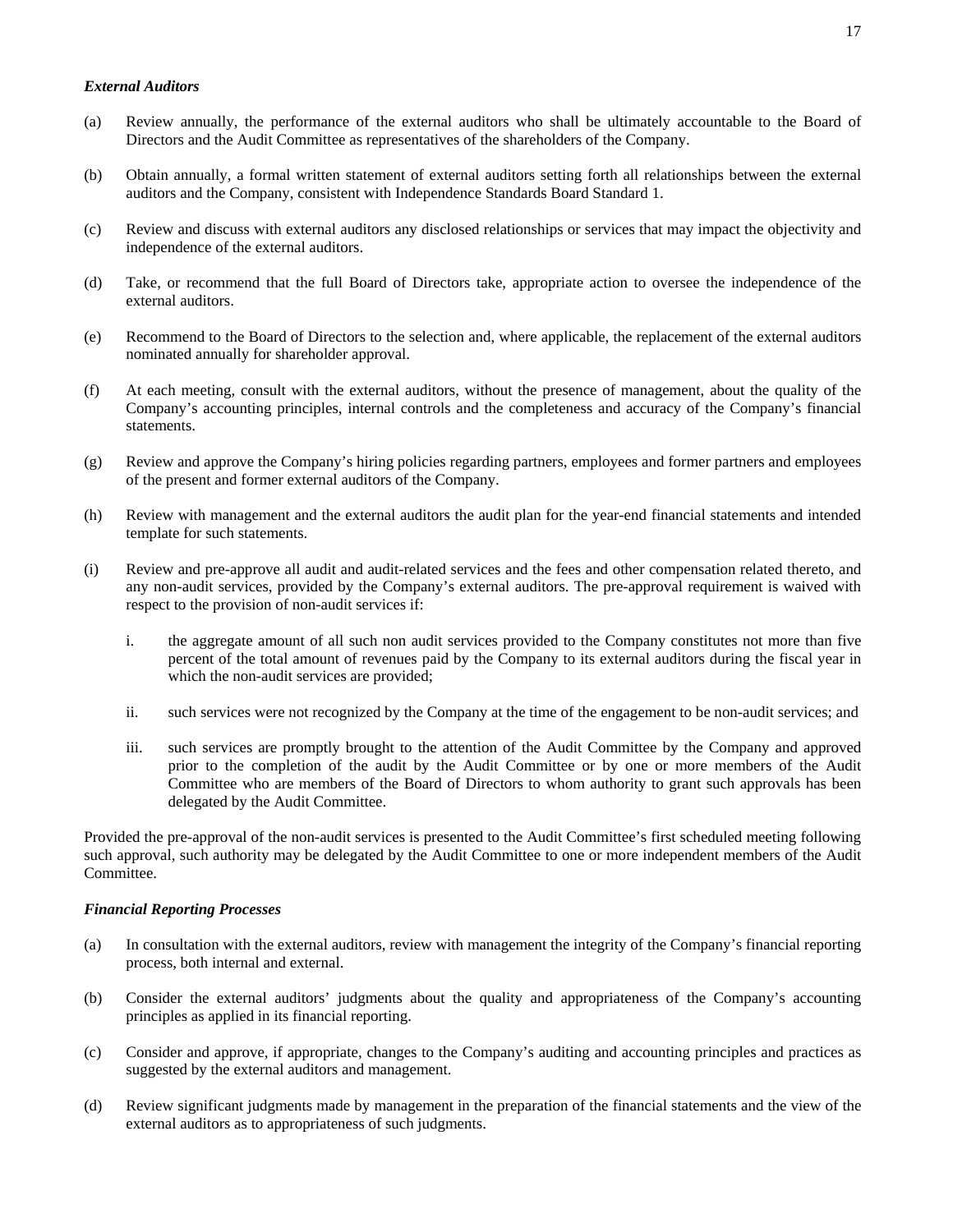***External Auditors***

(a) Review annually, the performance of the external auditors who shall be ultimately accountable to the Board of Directors and the Audit Committee as representatives of the shareholders of the Company.

(b) Obtain annually, a formal written statement of external auditors setting forth all relationships between the external auditors and the Company, consistent with Independence Standards Board Standard 1.

(c) Review and discuss with external auditors any disclosed relationships or services that may impact the objectivity and independence of the external auditors.

(d) Take, or recommend that the full Board of Directors take, appropriate action to oversee the independence of the external auditors.

(e) Recommend to the Board of Directors to the selection and, where applicable, the replacement of the external auditors nominated annually for shareholder approval.

(f) At each meeting, consult with the external auditors, without the presence of management, about the quality of the Company's accounting principles, internal controls and the completeness and accuracy of the Company's financial statements.

(g) Review and approve the Company's hiring policies regarding partners, employees and former partners and employees of the present and former external auditors of the Company.

(h) Review with management and the external auditors the audit plan for the year-end financial statements and intended template for such statements.

(i) Review and pre-approve all audit and audit-related services and the fees and other compensation related thereto, and any non-audit services, provided by the Company's external auditors. The pre-approval requirement is waived with respect to the provision of non-audit services if:

   i. the aggregate amount of all such non audit services provided to the Company constitutes not more than five percent of the total amount of revenues paid by the Company to its external auditors during the fiscal year in which the non-audit services are provided;

   ii. such services were not recognized by the Company at the time of the engagement to be non-audit services; and

   iii. such services are promptly brought to the attention of the Audit Committee by the Company and approved prior to the completion of the audit by the Audit Committee or by one or more members of the Audit Committee who are members of the Board of Directors to whom authority to grant such approvals has been delegated by the Audit Committee.

Provided the pre-approval of the non-audit services is presented to the Audit Committee's first scheduled meeting following such approval, such authority may be delegated by the Audit Committee to one or more independent members of the Audit Committee.

***Financial Reporting Processes***

(a) In consultation with the external auditors, review with management the integrity of the Company's financial reporting process, both internal and external.

(b) Consider the external auditors' judgments about the quality and appropriateness of the Company's accounting principles as applied in its financial reporting.

(c) Consider and approve, if appropriate, changes to the Company's auditing and accounting principles and practices as suggested by the external auditors and management.

(d) Review significant judgments made by management in the preparation of the financial statements and the view of the external auditors as to appropriateness of such judgments.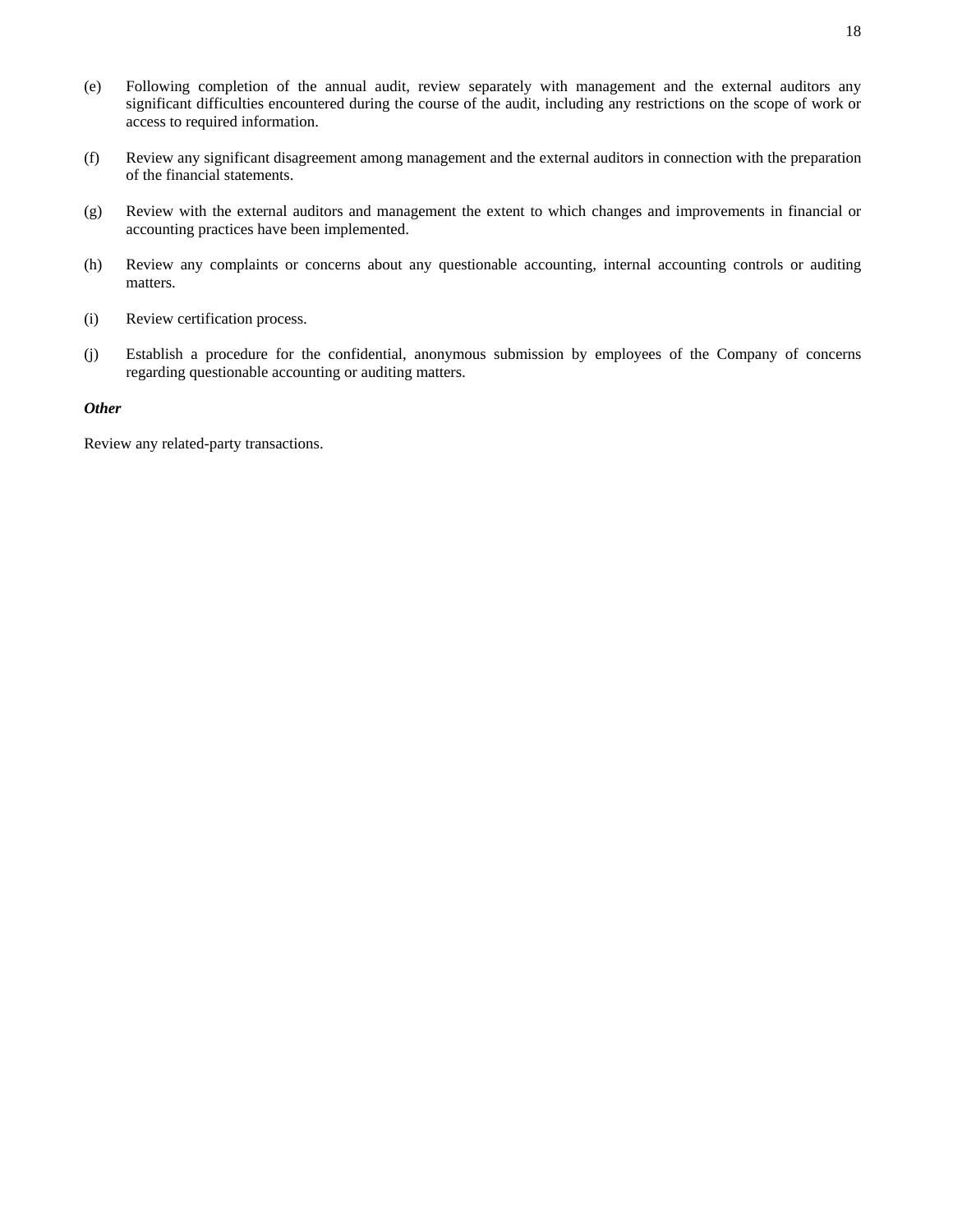(e) Following completion of the annual audit, review separately with management and the external auditors any significant difficulties encountered during the course of the audit, including any restrictions on the scope of work or access to required information.

(f) Review any significant disagreement among management and the external auditors in connection with the preparation of the financial statements.

(g) Review with the external auditors and management the extent to which changes and improvements in financial or accounting practices have been implemented.

(h) Review any complaints or concerns about any questionable accounting, internal accounting controls or auditing matters.

(i) Review certification process.

(j) Establish a procedure for the confidential, anonymous submission by employees of the Company of concerns regarding questionable accounting or auditing matters.

***Other***

Review any related-party transactions.